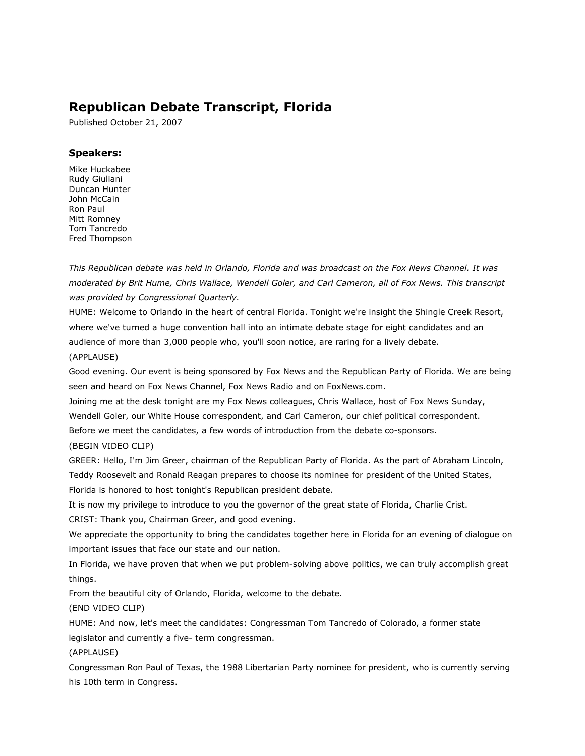# Republican Debate Transcript, Florida

Published October 21, 2007

### Speakers:

Mike Huckabee
Rudy Giuliani
Duncan Hunter
John McCain
Ron Paul
Mitt Romney
Tom Tancredo
Fred Thompson

*This Republican debate was held in Orlando, Florida and was broadcast on the Fox News Channel. It was moderated by Brit Hume, Chris Wallace, Wendell Goler, and Carl Cameron, all of Fox News. This transcript was provided by Congressional Quarterly.*

HUME: Welcome to Orlando in the heart of central Florida. Tonight we're insight the Shingle Creek Resort, where we've turned a huge convention hall into an intimate debate stage for eight candidates and an audience of more than 3,000 people who, you'll soon notice, are raring for a lively debate.

(APPLAUSE)

Good evening. Our event is being sponsored by Fox News and the Republican Party of Florida. We are being seen and heard on Fox News Channel, Fox News Radio and on FoxNews.com.

Joining me at the desk tonight are my Fox News colleagues, Chris Wallace, host of Fox News Sunday, Wendell Goler, our White House correspondent, and Carl Cameron, our chief political correspondent.

Before we meet the candidates, a few words of introduction from the debate co-sponsors.

(BEGIN VIDEO CLIP)

GREER: Hello, I'm Jim Greer, chairman of the Republican Party of Florida. As the part of Abraham Lincoln, Teddy Roosevelt and Ronald Reagan prepares to choose its nominee for president of the United States, Florida is honored to host tonight's Republican president debate.

It is now my privilege to introduce to you the governor of the great state of Florida, Charlie Crist.

CRIST: Thank you, Chairman Greer, and good evening.

We appreciate the opportunity to bring the candidates together here in Florida for an evening of dialogue on important issues that face our state and our nation.

In Florida, we have proven that when we put problem-solving above politics, we can truly accomplish great things.

From the beautiful city of Orlando, Florida, welcome to the debate.

(END VIDEO CLIP)

HUME: And now, let's meet the candidates: Congressman Tom Tancredo of Colorado, a former state legislator and currently a five- term congressman.

(APPLAUSE)

Congressman Ron Paul of Texas, the 1988 Libertarian Party nominee for president, who is currently serving his 10th term in Congress.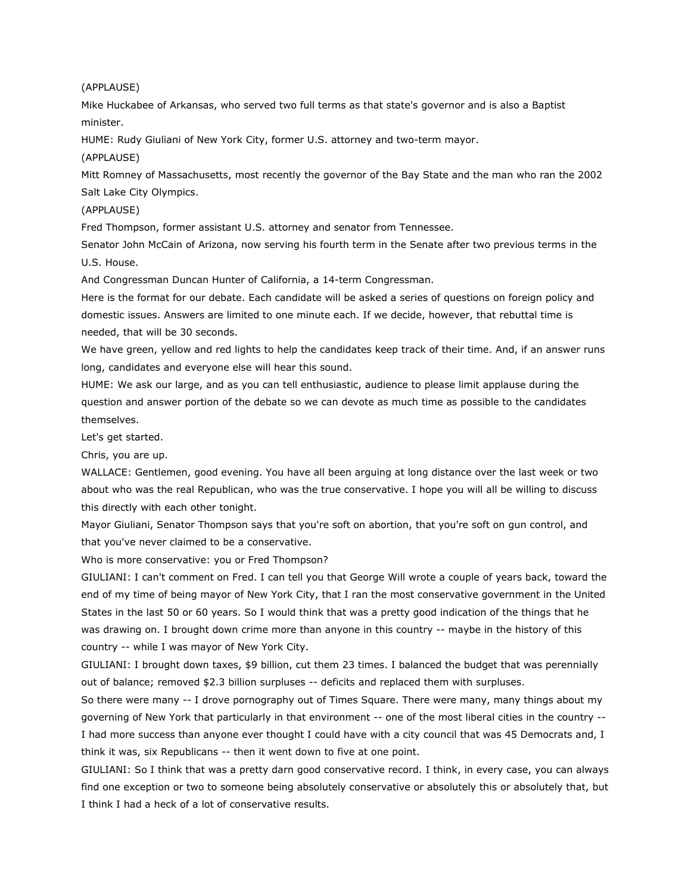(APPLAUSE)

Mike Huckabee of Arkansas, who served two full terms as that state's governor and is also a Baptist minister.

HUME: Rudy Giuliani of New York City, former U.S. attorney and two-term mayor.

(APPLAUSE)

Mitt Romney of Massachusetts, most recently the governor of the Bay State and the man who ran the 2002 Salt Lake City Olympics.

(APPLAUSE)

Fred Thompson, former assistant U.S. attorney and senator from Tennessee.

Senator John McCain of Arizona, now serving his fourth term in the Senate after two previous terms in the U.S. House.

And Congressman Duncan Hunter of California, a 14-term Congressman.

Here is the format for our debate. Each candidate will be asked a series of questions on foreign policy and domestic issues. Answers are limited to one minute each. If we decide, however, that rebuttal time is needed, that will be 30 seconds.

We have green, yellow and red lights to help the candidates keep track of their time. And, if an answer runs long, candidates and everyone else will hear this sound.

HUME: We ask our large, and as you can tell enthusiastic, audience to please limit applause during the question and answer portion of the debate so we can devote as much time as possible to the candidates themselves.

Let's get started.

Chris, you are up.

WALLACE: Gentlemen, good evening. You have all been arguing at long distance over the last week or two about who was the real Republican, who was the true conservative. I hope you will all be willing to discuss this directly with each other tonight.

Mayor Giuliani, Senator Thompson says that you're soft on abortion, that you're soft on gun control, and that you've never claimed to be a conservative.

Who is more conservative: you or Fred Thompson?

GIULIANI: I can't comment on Fred. I can tell you that George Will wrote a couple of years back, toward the end of my time of being mayor of New York City, that I ran the most conservative government in the United States in the last 50 or 60 years. So I would think that was a pretty good indication of the things that he was drawing on. I brought down crime more than anyone in this country -- maybe in the history of this country -- while I was mayor of New York City.

GIULIANI: I brought down taxes, $9 billion, cut them 23 times. I balanced the budget that was perennially out of balance; removed $2.3 billion surpluses -- deficits and replaced them with surpluses.

So there were many -- I drove pornography out of Times Square. There were many, many things about my governing of New York that particularly in that environment -- one of the most liberal cities in the country -- I had more success than anyone ever thought I could have with a city council that was 45 Democrats and, I think it was, six Republicans -- then it went down to five at one point.

GIULIANI: So I think that was a pretty darn good conservative record. I think, in every case, you can always find one exception or two to someone being absolutely conservative or absolutely this or absolutely that, but I think I had a heck of a lot of conservative results.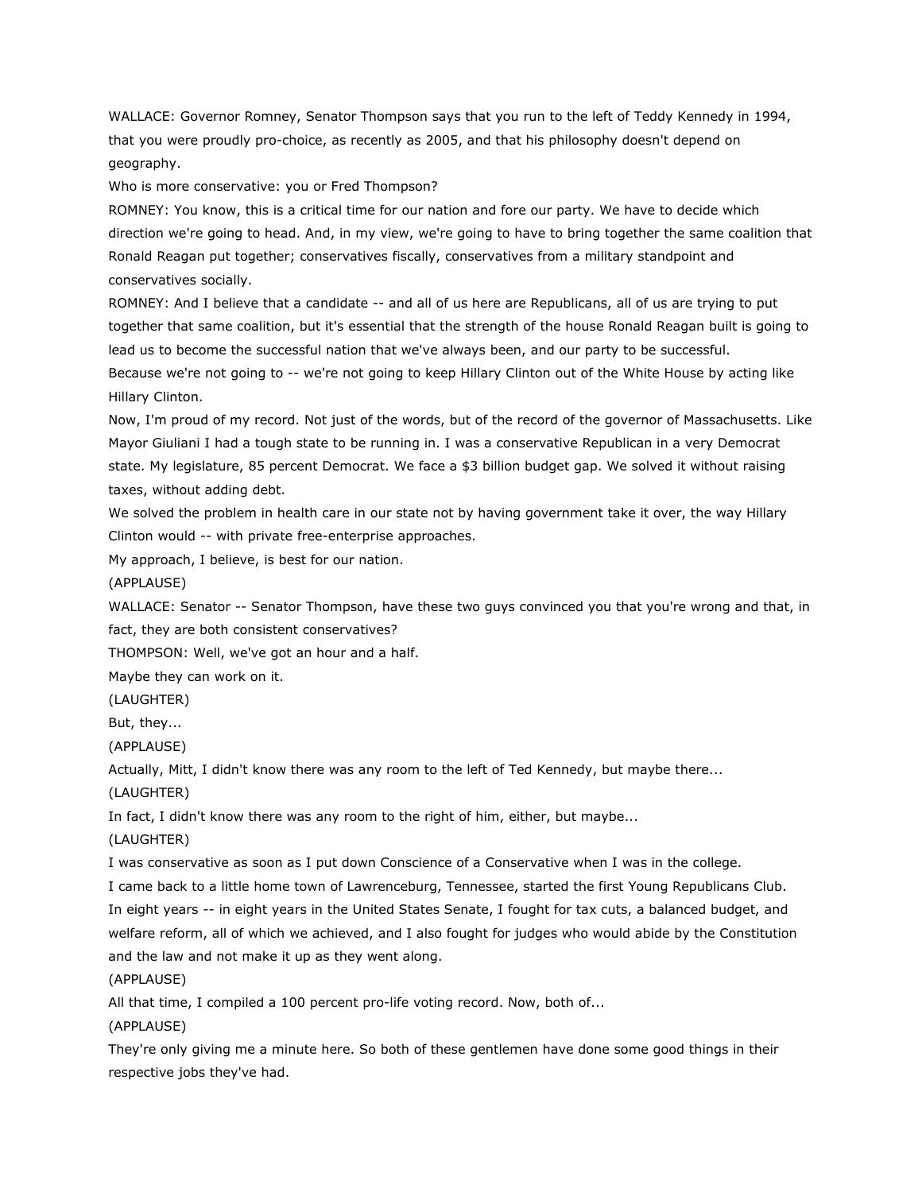WALLACE: Governor Romney, Senator Thompson says that you run to the left of Teddy Kennedy in 1994, that you were proudly pro-choice, as recently as 2005, and that his philosophy doesn't depend on geography.

Who is more conservative: you or Fred Thompson?

ROMNEY: You know, this is a critical time for our nation and fore our party. We have to decide which direction we're going to head. And, in my view, we're going to have to bring together the same coalition that Ronald Reagan put together; conservatives fiscally, conservatives from a military standpoint and conservatives socially.

ROMNEY: And I believe that a candidate -- and all of us here are Republicans, all of us are trying to put together that same coalition, but it's essential that the strength of the house Ronald Reagan built is going to lead us to become the successful nation that we've always been, and our party to be successful.

Because we're not going to -- we're not going to keep Hillary Clinton out of the White House by acting like Hillary Clinton.

Now, I'm proud of my record. Not just of the words, but of the record of the governor of Massachusetts. Like Mayor Giuliani I had a tough state to be running in. I was a conservative Republican in a very Democrat state. My legislature, 85 percent Democrat. We face a $3 billion budget gap. We solved it without raising taxes, without adding debt.

We solved the problem in health care in our state not by having government take it over, the way Hillary Clinton would -- with private free-enterprise approaches.

My approach, I believe, is best for our nation.

(APPLAUSE)

WALLACE: Senator -- Senator Thompson, have these two guys convinced you that you're wrong and that, in fact, they are both consistent conservatives?

THOMPSON: Well, we've got an hour and a half.

Maybe they can work on it.

(LAUGHTER)

But, they...

(APPLAUSE)

Actually, Mitt, I didn't know there was any room to the left of Ted Kennedy, but maybe there...

(LAUGHTER)

In fact, I didn't know there was any room to the right of him, either, but maybe...

(LAUGHTER)

I was conservative as soon as I put down Conscience of a Conservative when I was in the college.

I came back to a little home town of Lawrenceburg, Tennessee, started the first Young Republicans Club.

In eight years -- in eight years in the United States Senate, I fought for tax cuts, a balanced budget, and welfare reform, all of which we achieved, and I also fought for judges who would abide by the Constitution and the law and not make it up as they went along.

(APPLAUSE)

All that time, I compiled a 100 percent pro-life voting record. Now, both of...

(APPLAUSE)

They're only giving me a minute here. So both of these gentlemen have done some good things in their respective jobs they've had.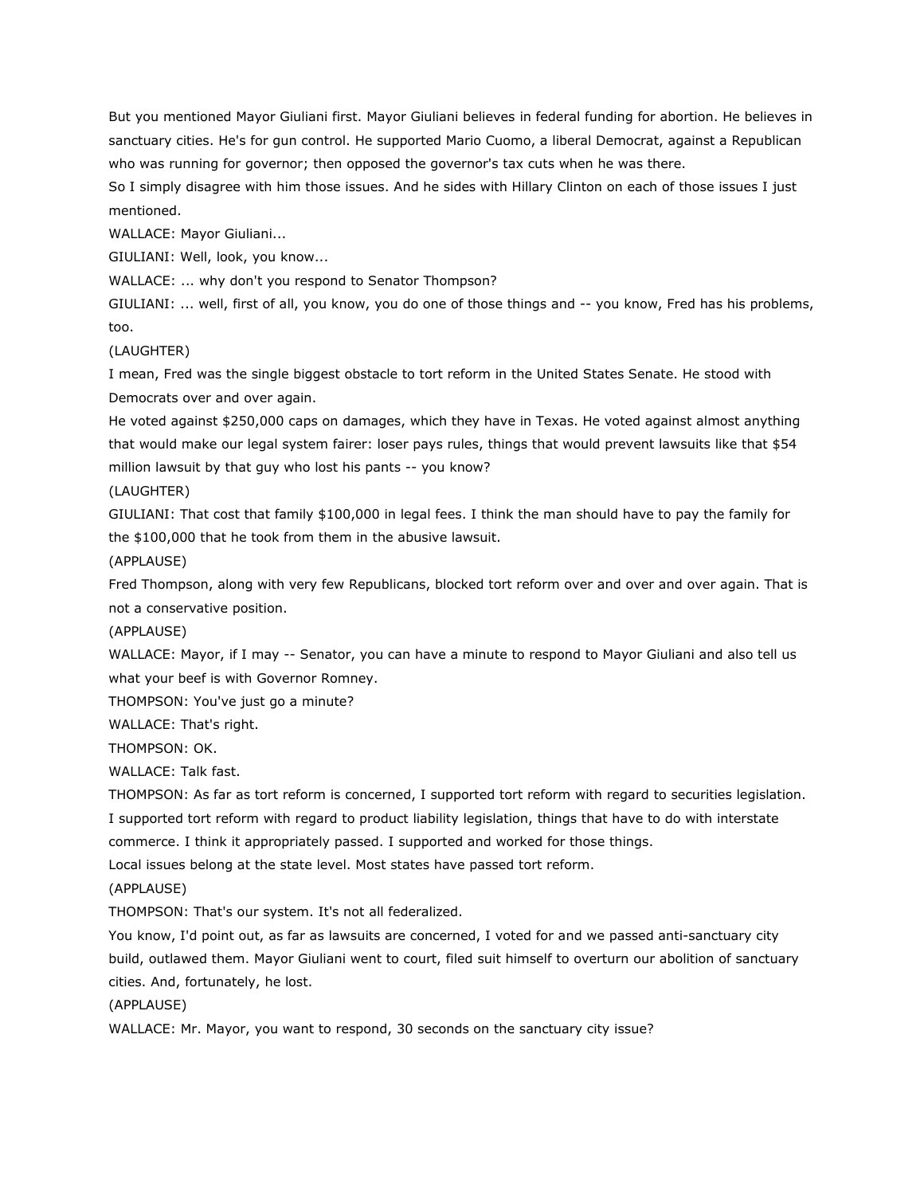But you mentioned Mayor Giuliani first. Mayor Giuliani believes in federal funding for abortion. He believes in sanctuary cities. He's for gun control. He supported Mario Cuomo, a liberal Democrat, against a Republican who was running for governor; then opposed the governor's tax cuts when he was there.

So I simply disagree with him those issues. And he sides with Hillary Clinton on each of those issues I just mentioned.

WALLACE: Mayor Giuliani...

GIULIANI: Well, look, you know...

WALLACE: ... why don't you respond to Senator Thompson?

GIULIANI: ... well, first of all, you know, you do one of those things and -- you know, Fred has his problems, too.

(LAUGHTER)

I mean, Fred was the single biggest obstacle to tort reform in the United States Senate. He stood with Democrats over and over again.

He voted against $250,000 caps on damages, which they have in Texas. He voted against almost anything that would make our legal system fairer: loser pays rules, things that would prevent lawsuits like that $54 million lawsuit by that guy who lost his pants -- you know?

(LAUGHTER)

GIULIANI: That cost that family $100,000 in legal fees. I think the man should have to pay the family for the $100,000 that he took from them in the abusive lawsuit.

(APPLAUSE)

Fred Thompson, along with very few Republicans, blocked tort reform over and over and over again. That is not a conservative position.

(APPLAUSE)

WALLACE: Mayor, if I may -- Senator, you can have a minute to respond to Mayor Giuliani and also tell us what your beef is with Governor Romney.

THOMPSON: You've just go a minute?

WALLACE: That's right.

THOMPSON: OK.

WALLACE: Talk fast.

THOMPSON: As far as tort reform is concerned, I supported tort reform with regard to securities legislation. I supported tort reform with regard to product liability legislation, things that have to do with interstate commerce. I think it appropriately passed. I supported and worked for those things.

Local issues belong at the state level. Most states have passed tort reform.

(APPLAUSE)

THOMPSON: That's our system. It's not all federalized.

You know, I'd point out, as far as lawsuits are concerned, I voted for and we passed anti-sanctuary city build, outlawed them. Mayor Giuliani went to court, filed suit himself to overturn our abolition of sanctuary cities. And, fortunately, he lost.

(APPLAUSE)

WALLACE: Mr. Mayor, you want to respond, 30 seconds on the sanctuary city issue?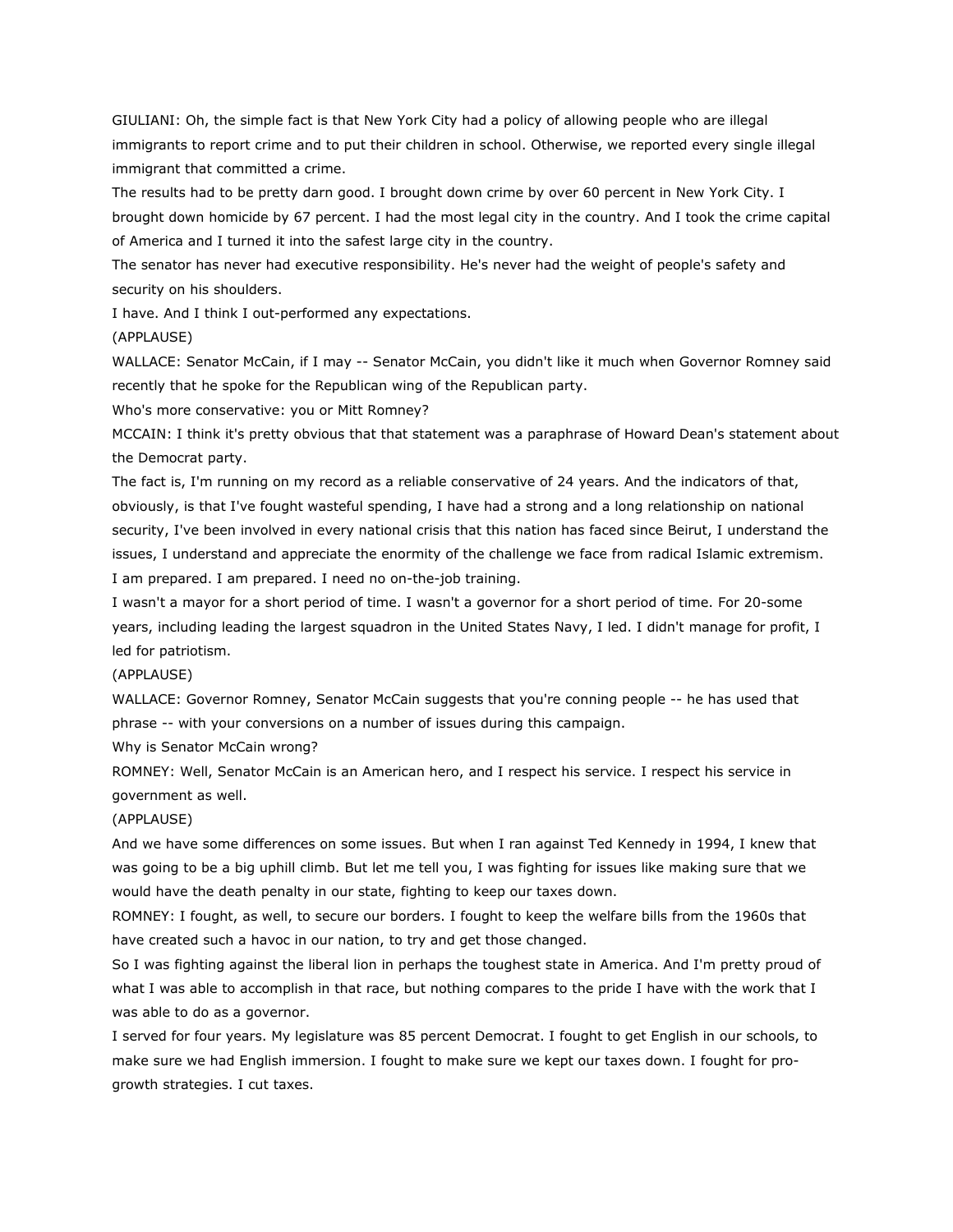GIULIANI: Oh, the simple fact is that New York City had a policy of allowing people who are illegal immigrants to report crime and to put their children in school. Otherwise, we reported every single illegal immigrant that committed a crime.

The results had to be pretty darn good. I brought down crime by over 60 percent in New York City. I brought down homicide by 67 percent. I had the most legal city in the country. And I took the crime capital of America and I turned it into the safest large city in the country.

The senator has never had executive responsibility. He's never had the weight of people's safety and security on his shoulders.

I have. And I think I out-performed any expectations.

(APPLAUSE)

WALLACE: Senator McCain, if I may -- Senator McCain, you didn't like it much when Governor Romney said recently that he spoke for the Republican wing of the Republican party.

Who's more conservative: you or Mitt Romney?

MCCAIN: I think it's pretty obvious that that statement was a paraphrase of Howard Dean's statement about the Democrat party.

The fact is, I'm running on my record as a reliable conservative of 24 years. And the indicators of that, obviously, is that I've fought wasteful spending, I have had a strong and a long relationship on national security, I've been involved in every national crisis that this nation has faced since Beirut, I understand the issues, I understand and appreciate the enormity of the challenge we face from radical Islamic extremism.

I am prepared. I am prepared. I need no on-the-job training.

I wasn't a mayor for a short period of time. I wasn't a governor for a short period of time. For 20-some years, including leading the largest squadron in the United States Navy, I led. I didn't manage for profit, I led for patriotism.

(APPLAUSE)

WALLACE: Governor Romney, Senator McCain suggests that you're conning people -- he has used that phrase -- with your conversions on a number of issues during this campaign.

Why is Senator McCain wrong?

ROMNEY: Well, Senator McCain is an American hero, and I respect his service. I respect his service in government as well.

(APPLAUSE)

And we have some differences on some issues. But when I ran against Ted Kennedy in 1994, I knew that was going to be a big uphill climb. But let me tell you, I was fighting for issues like making sure that we would have the death penalty in our state, fighting to keep our taxes down.

ROMNEY: I fought, as well, to secure our borders. I fought to keep the welfare bills from the 1960s that have created such a havoc in our nation, to try and get those changed.

So I was fighting against the liberal lion in perhaps the toughest state in America. And I'm pretty proud of what I was able to accomplish in that race, but nothing compares to the pride I have with the work that I was able to do as a governor.

I served for four years. My legislature was 85 percent Democrat. I fought to get English in our schools, to make sure we had English immersion. I fought to make sure we kept our taxes down. I fought for pro-growth strategies. I cut taxes.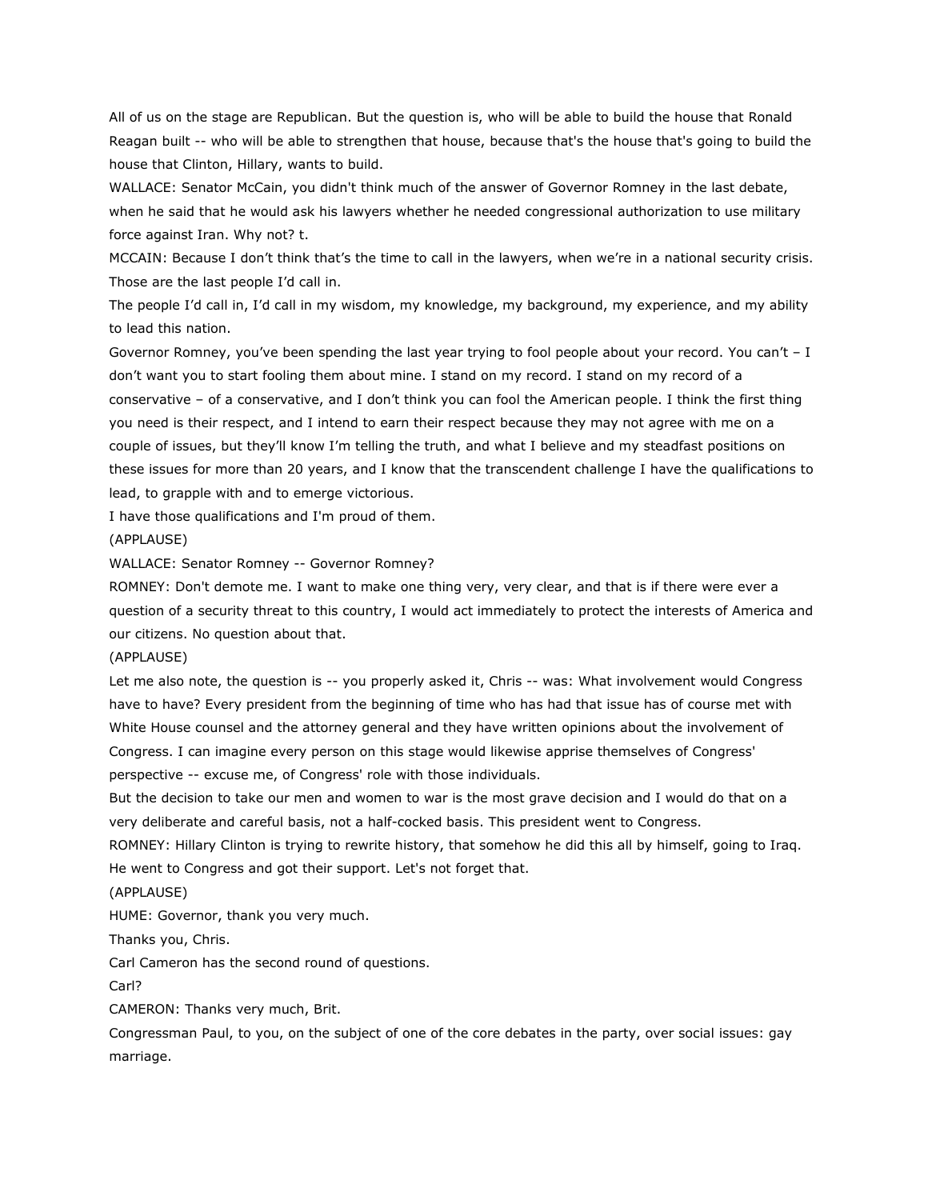All of us on the stage are Republican. But the question is, who will be able to build the house that Ronald Reagan built -- who will be able to strengthen that house, because that's the house that's going to build the house that Clinton, Hillary, wants to build.

WALLACE: Senator McCain, you didn't think much of the answer of Governor Romney in the last debate, when he said that he would ask his lawyers whether he needed congressional authorization to use military force against Iran. Why not? t.

MCCAIN: Because I don't think that's the time to call in the lawyers, when we're in a national security crisis. Those are the last people I'd call in.

The people I'd call in, I'd call in my wisdom, my knowledge, my background, my experience, and my ability to lead this nation.

Governor Romney, you've been spending the last year trying to fool people about your record. You can't – I don't want you to start fooling them about mine. I stand on my record. I stand on my record of a conservative – of a conservative, and I don't think you can fool the American people. I think the first thing you need is their respect, and I intend to earn their respect because they may not agree with me on a couple of issues, but they'll know I'm telling the truth, and what I believe and my steadfast positions on these issues for more than 20 years, and I know that the transcendent challenge I have the qualifications to lead, to grapple with and to emerge victorious.

I have those qualifications and I'm proud of them.

(APPLAUSE)

WALLACE: Senator Romney -- Governor Romney?

ROMNEY: Don't demote me. I want to make one thing very, very clear, and that is if there were ever a question of a security threat to this country, I would act immediately to protect the interests of America and our citizens. No question about that.

(APPLAUSE)

Let me also note, the question is -- you properly asked it, Chris -- was: What involvement would Congress have to have? Every president from the beginning of time who has had that issue has of course met with White House counsel and the attorney general and they have written opinions about the involvement of Congress. I can imagine every person on this stage would likewise apprise themselves of Congress' perspective -- excuse me, of Congress' role with those individuals.

But the decision to take our men and women to war is the most grave decision and I would do that on a very deliberate and careful basis, not a half-cocked basis. This president went to Congress.

ROMNEY: Hillary Clinton is trying to rewrite history, that somehow he did this all by himself, going to Iraq. He went to Congress and got their support. Let's not forget that.

(APPLAUSE)

HUME: Governor, thank you very much.

Thanks you, Chris.

Carl Cameron has the second round of questions.

Carl?

CAMERON: Thanks very much, Brit.

Congressman Paul, to you, on the subject of one of the core debates in the party, over social issues: gay marriage.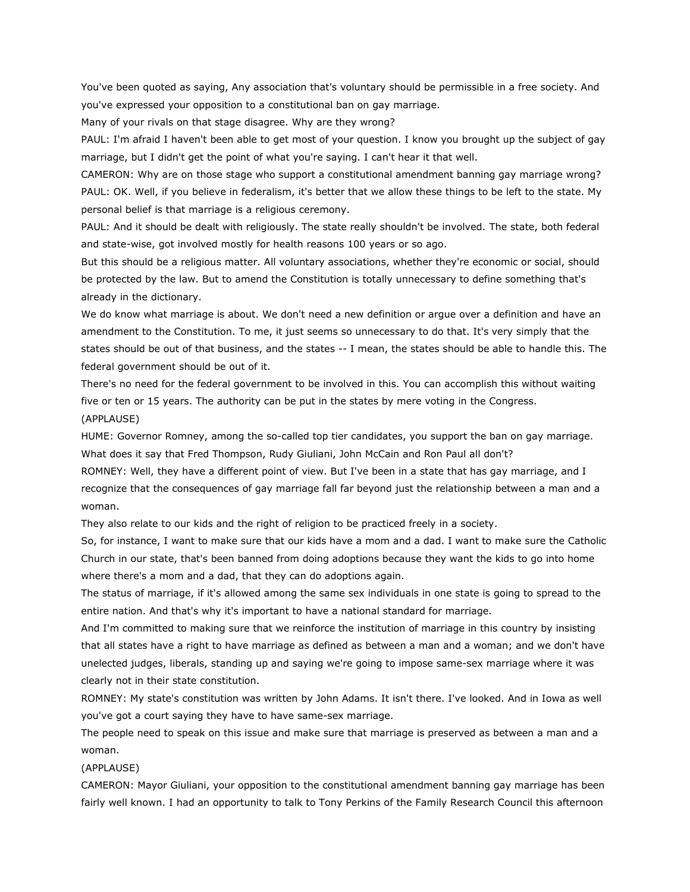You've been quoted as saying, Any association that's voluntary should be permissible in a free society. And you've expressed your opposition to a constitutional ban on gay marriage.

Many of your rivals on that stage disagree. Why are they wrong?

PAUL: I'm afraid I haven't been able to get most of your question. I know you brought up the subject of gay marriage, but I didn't get the point of what you're saying. I can't hear it that well.

CAMERON: Why are on those stage who support a constitutional amendment banning gay marriage wrong?

PAUL: OK. Well, if you believe in federalism, it's better that we allow these things to be left to the state. My personal belief is that marriage is a religious ceremony.

PAUL: And it should be dealt with religiously. The state really shouldn't be involved. The state, both federal and state-wise, got involved mostly for health reasons 100 years or so ago.

But this should be a religious matter. All voluntary associations, whether they're economic or social, should be protected by the law. But to amend the Constitution is totally unnecessary to define something that's already in the dictionary.

We do know what marriage is about. We don't need a new definition or argue over a definition and have an amendment to the Constitution. To me, it just seems so unnecessary to do that. It's very simply that the states should be out of that business, and the states -- I mean, the states should be able to handle this. The federal government should be out of it.

There's no need for the federal government to be involved in this. You can accomplish this without waiting five or ten or 15 years. The authority can be put in the states by mere voting in the Congress.

(APPLAUSE)

HUME: Governor Romney, among the so-called top tier candidates, you support the ban on gay marriage. What does it say that Fred Thompson, Rudy Giuliani, John McCain and Ron Paul all don't?

ROMNEY: Well, they have a different point of view. But I've been in a state that has gay marriage, and I recognize that the consequences of gay marriage fall far beyond just the relationship between a man and a woman.

They also relate to our kids and the right of religion to be practiced freely in a society.

So, for instance, I want to make sure that our kids have a mom and a dad. I want to make sure the Catholic Church in our state, that's been banned from doing adoptions because they want the kids to go into home where there's a mom and a dad, that they can do adoptions again.

The status of marriage, if it's allowed among the same sex individuals in one state is going to spread to the entire nation. And that's why it's important to have a national standard for marriage.

And I'm committed to making sure that we reinforce the institution of marriage in this country by insisting that all states have a right to have marriage as defined as between a man and a woman; and we don't have unelected judges, liberals, standing up and saying we're going to impose same-sex marriage where it was clearly not in their state constitution.

ROMNEY: My state's constitution was written by John Adams. It isn't there. I've looked. And in Iowa as well you've got a court saying they have to have same-sex marriage.

The people need to speak on this issue and make sure that marriage is preserved as between a man and a woman.

(APPLAUSE)

CAMERON: Mayor Giuliani, your opposition to the constitutional amendment banning gay marriage has been fairly well known. I had an opportunity to talk to Tony Perkins of the Family Research Council this afternoon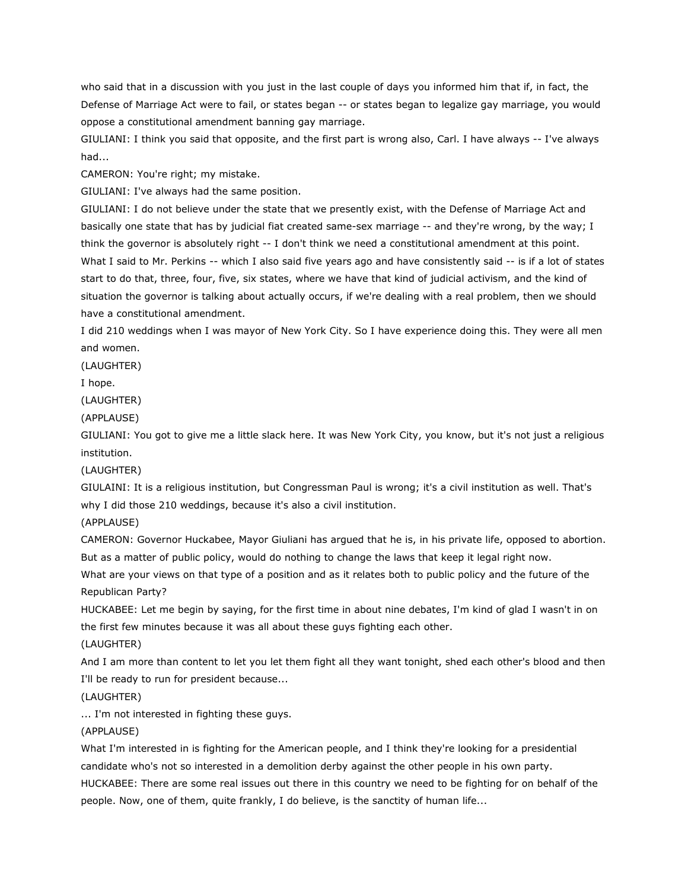who said that in a discussion with you just in the last couple of days you informed him that if, in fact, the Defense of Marriage Act were to fail, or states began -- or states began to legalize gay marriage, you would oppose a constitutional amendment banning gay marriage.

GIULIANI: I think you said that opposite, and the first part is wrong also, Carl. I have always -- I've always had...

CAMERON: You're right; my mistake.

GIULIANI: I've always had the same position.

GIULIANI: I do not believe under the state that we presently exist, with the Defense of Marriage Act and basically one state that has by judicial fiat created same-sex marriage -- and they're wrong, by the way; I think the governor is absolutely right -- I don't think we need a constitutional amendment at this point.

What I said to Mr. Perkins -- which I also said five years ago and have consistently said -- is if a lot of states start to do that, three, four, five, six states, where we have that kind of judicial activism, and the kind of situation the governor is talking about actually occurs, if we're dealing with a real problem, then we should have a constitutional amendment.

I did 210 weddings when I was mayor of New York City. So I have experience doing this. They were all men and women.

(LAUGHTER)

I hope.

(LAUGHTER)

(APPLAUSE)

GIULIANI: You got to give me a little slack here. It was New York City, you know, but it's not just a religious institution.

(LAUGHTER)

GIULAINI: It is a religious institution, but Congressman Paul is wrong; it's a civil institution as well. That's why I did those 210 weddings, because it's also a civil institution.

(APPLAUSE)

CAMERON: Governor Huckabee, Mayor Giuliani has argued that he is, in his private life, opposed to abortion. But as a matter of public policy, would do nothing to change the laws that keep it legal right now.

What are your views on that type of a position and as it relates both to public policy and the future of the Republican Party?

HUCKABEE: Let me begin by saying, for the first time in about nine debates, I'm kind of glad I wasn't in on the first few minutes because it was all about these guys fighting each other.

(LAUGHTER)

And I am more than content to let you let them fight all they want tonight, shed each other's blood and then I'll be ready to run for president because...

(LAUGHTER)

... I'm not interested in fighting these guys.

(APPLAUSE)

What I'm interested in is fighting for the American people, and I think they're looking for a presidential candidate who's not so interested in a demolition derby against the other people in his own party.

HUCKABEE: There are some real issues out there in this country we need to be fighting for on behalf of the people. Now, one of them, quite frankly, I do believe, is the sanctity of human life...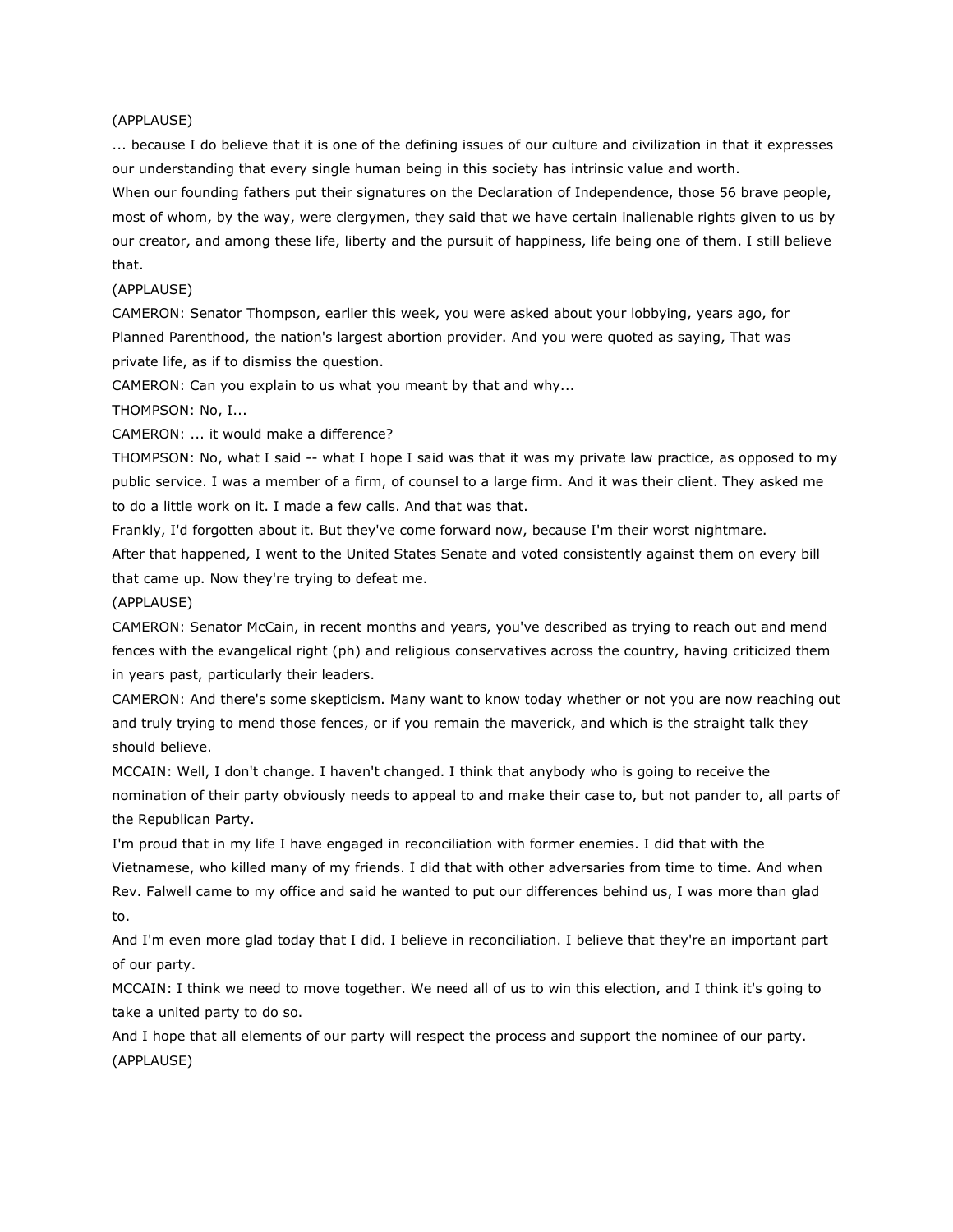(APPLAUSE)

... because I do believe that it is one of the defining issues of our culture and civilization in that it expresses our understanding that every single human being in this society has intrinsic value and worth.

When our founding fathers put their signatures on the Declaration of Independence, those 56 brave people, most of whom, by the way, were clergymen, they said that we have certain inalienable rights given to us by our creator, and among these life, liberty and the pursuit of happiness, life being one of them. I still believe that.

(APPLAUSE)

CAMERON: Senator Thompson, earlier this week, you were asked about your lobbying, years ago, for Planned Parenthood, the nation's largest abortion provider. And you were quoted as saying, That was private life, as if to dismiss the question.

CAMERON: Can you explain to us what you meant by that and why...

THOMPSON: No, I...

CAMERON: ... it would make a difference?

THOMPSON: No, what I said -- what I hope I said was that it was my private law practice, as opposed to my public service. I was a member of a firm, of counsel to a large firm. And it was their client. They asked me to do a little work on it. I made a few calls. And that was that.

Frankly, I'd forgotten about it. But they've come forward now, because I'm their worst nightmare.

After that happened, I went to the United States Senate and voted consistently against them on every bill that came up. Now they're trying to defeat me.

(APPLAUSE)

CAMERON: Senator McCain, in recent months and years, you've described as trying to reach out and mend fences with the evangelical right (ph) and religious conservatives across the country, having criticized them in years past, particularly their leaders.

CAMERON: And there's some skepticism. Many want to know today whether or not you are now reaching out and truly trying to mend those fences, or if you remain the maverick, and which is the straight talk they should believe.

MCCAIN: Well, I don't change. I haven't changed. I think that anybody who is going to receive the nomination of their party obviously needs to appeal to and make their case to, but not pander to, all parts of the Republican Party.

I'm proud that in my life I have engaged in reconciliation with former enemies. I did that with the Vietnamese, who killed many of my friends. I did that with other adversaries from time to time. And when Rev. Falwell came to my office and said he wanted to put our differences behind us, I was more than glad to.

And I'm even more glad today that I did. I believe in reconciliation. I believe that they're an important part of our party.

MCCAIN: I think we need to move together. We need all of us to win this election, and I think it's going to take a united party to do so.

And I hope that all elements of our party will respect the process and support the nominee of our party.

(APPLAUSE)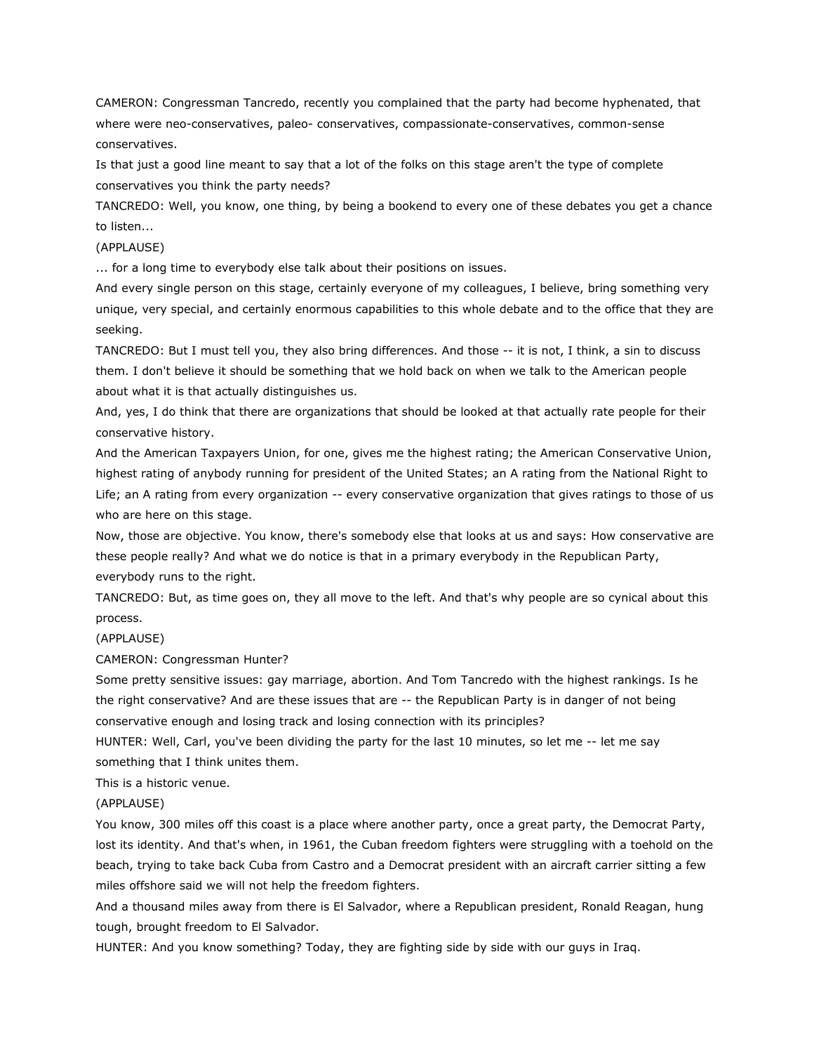CAMERON: Congressman Tancredo, recently you complained that the party had become hyphenated, that where were neo-conservatives, paleo- conservatives, compassionate-conservatives, common-sense conservatives.

Is that just a good line meant to say that a lot of the folks on this stage aren't the type of complete conservatives you think the party needs?

TANCREDO: Well, you know, one thing, by being a bookend to every one of these debates you get a chance to listen...

(APPLAUSE)

... for a long time to everybody else talk about their positions on issues.

And every single person on this stage, certainly everyone of my colleagues, I believe, bring something very unique, very special, and certainly enormous capabilities to this whole debate and to the office that they are seeking.

TANCREDO: But I must tell you, they also bring differences. And those -- it is not, I think, a sin to discuss them. I don't believe it should be something that we hold back on when we talk to the American people about what it is that actually distinguishes us.

And, yes, I do think that there are organizations that should be looked at that actually rate people for their conservative history.

And the American Taxpayers Union, for one, gives me the highest rating; the American Conservative Union, highest rating of anybody running for president of the United States; an A rating from the National Right to Life; an A rating from every organization -- every conservative organization that gives ratings to those of us who are here on this stage.

Now, those are objective. You know, there's somebody else that looks at us and says: How conservative are these people really? And what we do notice is that in a primary everybody in the Republican Party, everybody runs to the right.

TANCREDO: But, as time goes on, they all move to the left. And that's why people are so cynical about this process.

(APPLAUSE)

CAMERON: Congressman Hunter?

Some pretty sensitive issues: gay marriage, abortion. And Tom Tancredo with the highest rankings. Is he the right conservative? And are these issues that are -- the Republican Party is in danger of not being conservative enough and losing track and losing connection with its principles?

HUNTER: Well, Carl, you've been dividing the party for the last 10 minutes, so let me -- let me say something that I think unites them.

This is a historic venue.

(APPLAUSE)

You know, 300 miles off this coast is a place where another party, once a great party, the Democrat Party, lost its identity. And that's when, in 1961, the Cuban freedom fighters were struggling with a toehold on the beach, trying to take back Cuba from Castro and a Democrat president with an aircraft carrier sitting a few miles offshore said we will not help the freedom fighters.

And a thousand miles away from there is El Salvador, where a Republican president, Ronald Reagan, hung tough, brought freedom to El Salvador.

HUNTER: And you know something? Today, they are fighting side by side with our guys in Iraq.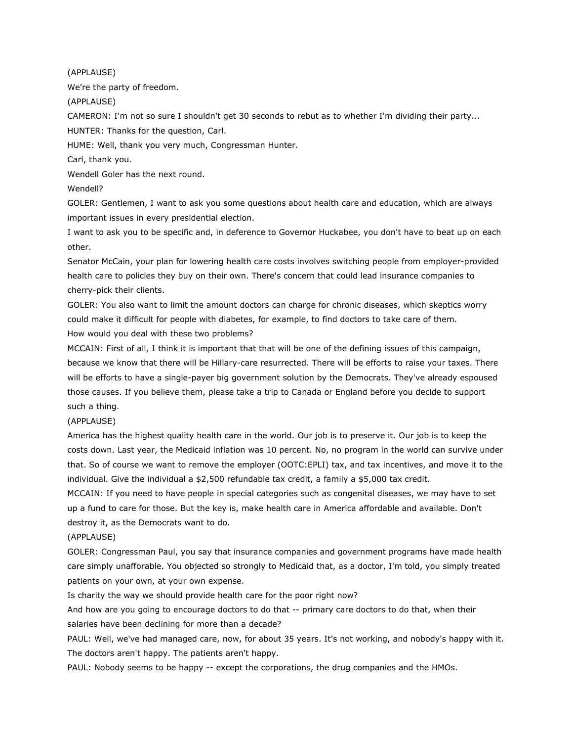(APPLAUSE)

We're the party of freedom.

(APPLAUSE)

CAMERON: I'm not so sure I shouldn't get 30 seconds to rebut as to whether I'm dividing their party...

HUNTER: Thanks for the question, Carl.

HUME: Well, thank you very much, Congressman Hunter.

Carl, thank you.

Wendell Goler has the next round.

Wendell?

GOLER: Gentlemen, I want to ask you some questions about health care and education, which are always important issues in every presidential election.

I want to ask you to be specific and, in deference to Governor Huckabee, you don't have to beat up on each other.

Senator McCain, your plan for lowering health care costs involves switching people from employer-provided health care to policies they buy on their own. There's concern that could lead insurance companies to cherry-pick their clients.

GOLER: You also want to limit the amount doctors can charge for chronic diseases, which skeptics worry could make it difficult for people with diabetes, for example, to find doctors to take care of them.

How would you deal with these two problems?

MCCAIN: First of all, I think it is important that that will be one of the defining issues of this campaign, because we know that there will be Hillary-care resurrected. There will be efforts to raise your taxes. There will be efforts to have a single-payer big government solution by the Democrats. They've already espoused those causes. If you believe them, please take a trip to Canada or England before you decide to support such a thing.

(APPLAUSE)

America has the highest quality health care in the world. Our job is to preserve it. Our job is to keep the costs down. Last year, the Medicaid inflation was 10 percent. No, no program in the world can survive under that. So of course we want to remove the employer (OOTC:EPLI) tax, and tax incentives, and move it to the individual. Give the individual a $2,500 refundable tax credit, a family a $5,000 tax credit.

MCCAIN: If you need to have people in special categories such as congenital diseases, we may have to set up a fund to care for those. But the key is, make health care in America affordable and available. Don't destroy it, as the Democrats want to do.

(APPLAUSE)

GOLER: Congressman Paul, you say that insurance companies and government programs have made health care simply unafforable. You objected so strongly to Medicaid that, as a doctor, I'm told, you simply treated patients on your own, at your own expense.

Is charity the way we should provide health care for the poor right now?

And how are you going to encourage doctors to do that -- primary care doctors to do that, when their salaries have been declining for more than a decade?

PAUL: Well, we've had managed care, now, for about 35 years. It's not working, and nobody's happy with it. The doctors aren't happy. The patients aren't happy.

PAUL: Nobody seems to be happy -- except the corporations, the drug companies and the HMOs.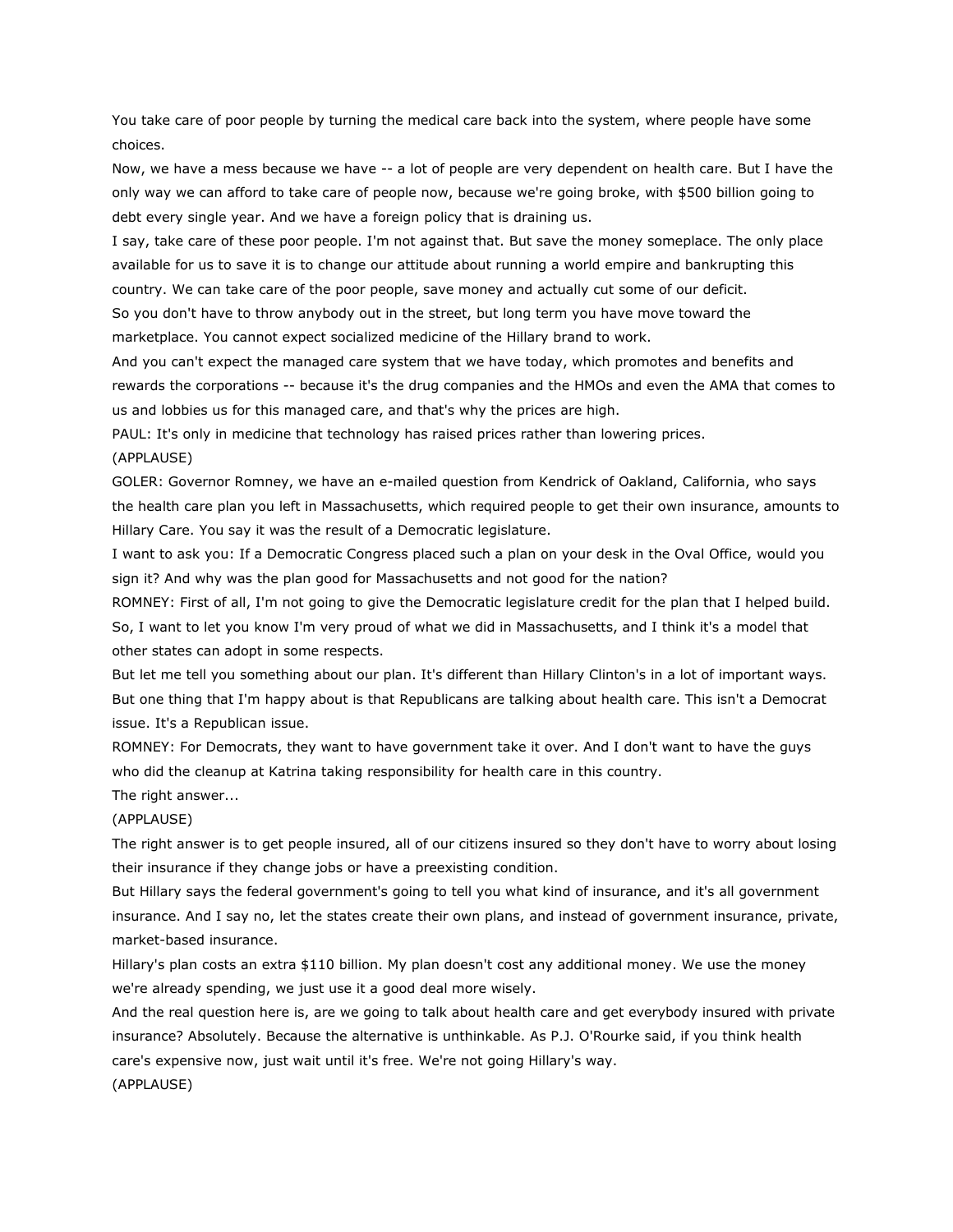You take care of poor people by turning the medical care back into the system, where people have some choices.

Now, we have a mess because we have -- a lot of people are very dependent on health care. But I have the only way we can afford to take care of people now, because we're going broke, with $500 billion going to debt every single year. And we have a foreign policy that is draining us.

I say, take care of these poor people. I'm not against that. But save the money someplace. The only place available for us to save it is to change our attitude about running a world empire and bankrupting this country. We can take care of the poor people, save money and actually cut some of our deficit.

So you don't have to throw anybody out in the street, but long term you have move toward the marketplace. You cannot expect socialized medicine of the Hillary brand to work.

And you can't expect the managed care system that we have today, which promotes and benefits and rewards the corporations -- because it's the drug companies and the HMOs and even the AMA that comes to us and lobbies us for this managed care, and that's why the prices are high.

PAUL: It's only in medicine that technology has raised prices rather than lowering prices.

(APPLAUSE)

GOLER: Governor Romney, we have an e-mailed question from Kendrick of Oakland, California, who says the health care plan you left in Massachusetts, which required people to get their own insurance, amounts to Hillary Care. You say it was the result of a Democratic legislature.

I want to ask you: If a Democratic Congress placed such a plan on your desk in the Oval Office, would you sign it? And why was the plan good for Massachusetts and not good for the nation?

ROMNEY: First of all, I'm not going to give the Democratic legislature credit for the plan that I helped build. So, I want to let you know I'm very proud of what we did in Massachusetts, and I think it's a model that other states can adopt in some respects.

But let me tell you something about our plan. It's different than Hillary Clinton's in a lot of important ways. But one thing that I'm happy about is that Republicans are talking about health care. This isn't a Democrat issue. It's a Republican issue.

ROMNEY: For Democrats, they want to have government take it over. And I don't want to have the guys who did the cleanup at Katrina taking responsibility for health care in this country.

The right answer...

(APPLAUSE)

The right answer is to get people insured, all of our citizens insured so they don't have to worry about losing their insurance if they change jobs or have a preexisting condition.

But Hillary says the federal government's going to tell you what kind of insurance, and it's all government insurance. And I say no, let the states create their own plans, and instead of government insurance, private, market-based insurance.

Hillary's plan costs an extra $110 billion. My plan doesn't cost any additional money. We use the money we're already spending, we just use it a good deal more wisely.

And the real question here is, are we going to talk about health care and get everybody insured with private insurance? Absolutely. Because the alternative is unthinkable. As P.J. O'Rourke said, if you think health care's expensive now, just wait until it's free. We're not going Hillary's way.

(APPLAUSE)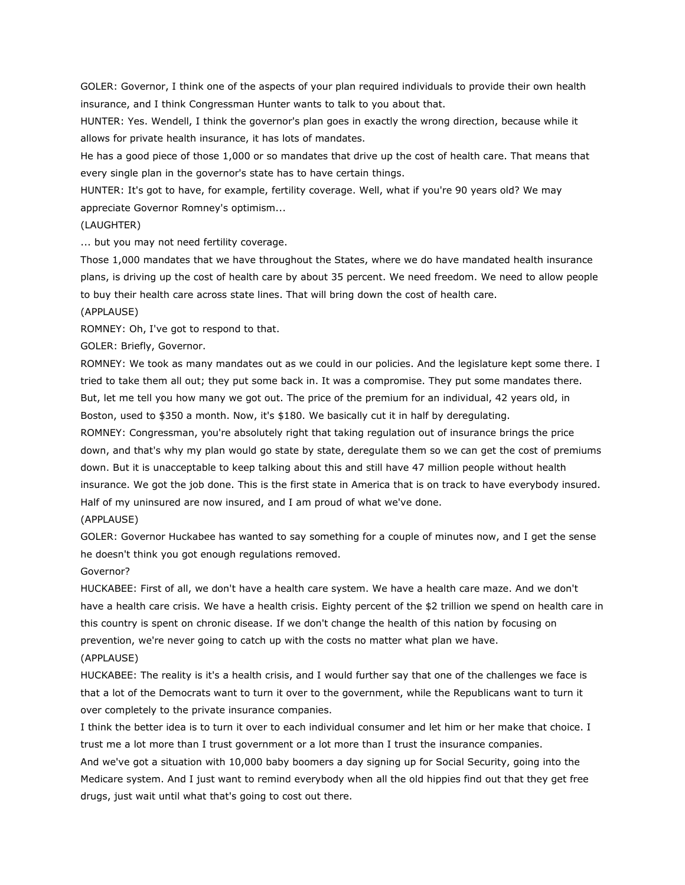GOLER: Governor, I think one of the aspects of your plan required individuals to provide their own health insurance, and I think Congressman Hunter wants to talk to you about that.

HUNTER: Yes. Wendell, I think the governor's plan goes in exactly the wrong direction, because while it allows for private health insurance, it has lots of mandates.

He has a good piece of those 1,000 or so mandates that drive up the cost of health care. That means that every single plan in the governor's state has to have certain things.

HUNTER: It's got to have, for example, fertility coverage. Well, what if you're 90 years old? We may appreciate Governor Romney's optimism...

(LAUGHTER)

... but you may not need fertility coverage.

Those 1,000 mandates that we have throughout the States, where we do have mandated health insurance plans, is driving up the cost of health care by about 35 percent. We need freedom. We need to allow people to buy their health care across state lines. That will bring down the cost of health care.

(APPLAUSE)

ROMNEY: Oh, I've got to respond to that.

GOLER: Briefly, Governor.

ROMNEY: We took as many mandates out as we could in our policies. And the legislature kept some there. I tried to take them all out; they put some back in. It was a compromise. They put some mandates there. But, let me tell you how many we got out. The price of the premium for an individual, 42 years old, in Boston, used to $350 a month. Now, it's $180. We basically cut it in half by deregulating.

ROMNEY: Congressman, you're absolutely right that taking regulation out of insurance brings the price down, and that's why my plan would go state by state, deregulate them so we can get the cost of premiums down. But it is unacceptable to keep talking about this and still have 47 million people without health insurance. We got the job done. This is the first state in America that is on track to have everybody insured. Half of my uninsured are now insured, and I am proud of what we've done.

(APPLAUSE)

GOLER: Governor Huckabee has wanted to say something for a couple of minutes now, and I get the sense he doesn't think you got enough regulations removed.

Governor?

HUCKABEE: First of all, we don't have a health care system. We have a health care maze. And we don't have a health care crisis. We have a health crisis. Eighty percent of the $2 trillion we spend on health care in this country is spent on chronic disease. If we don't change the health of this nation by focusing on prevention, we're never going to catch up with the costs no matter what plan we have.

(APPLAUSE)

HUCKABEE: The reality is it's a health crisis, and I would further say that one of the challenges we face is that a lot of the Democrats want to turn it over to the government, while the Republicans want to turn it over completely to the private insurance companies.

I think the better idea is to turn it over to each individual consumer and let him or her make that choice. I trust me a lot more than I trust government or a lot more than I trust the insurance companies.

And we've got a situation with 10,000 baby boomers a day signing up for Social Security, going into the Medicare system. And I just want to remind everybody when all the old hippies find out that they get free drugs, just wait until what that's going to cost out there.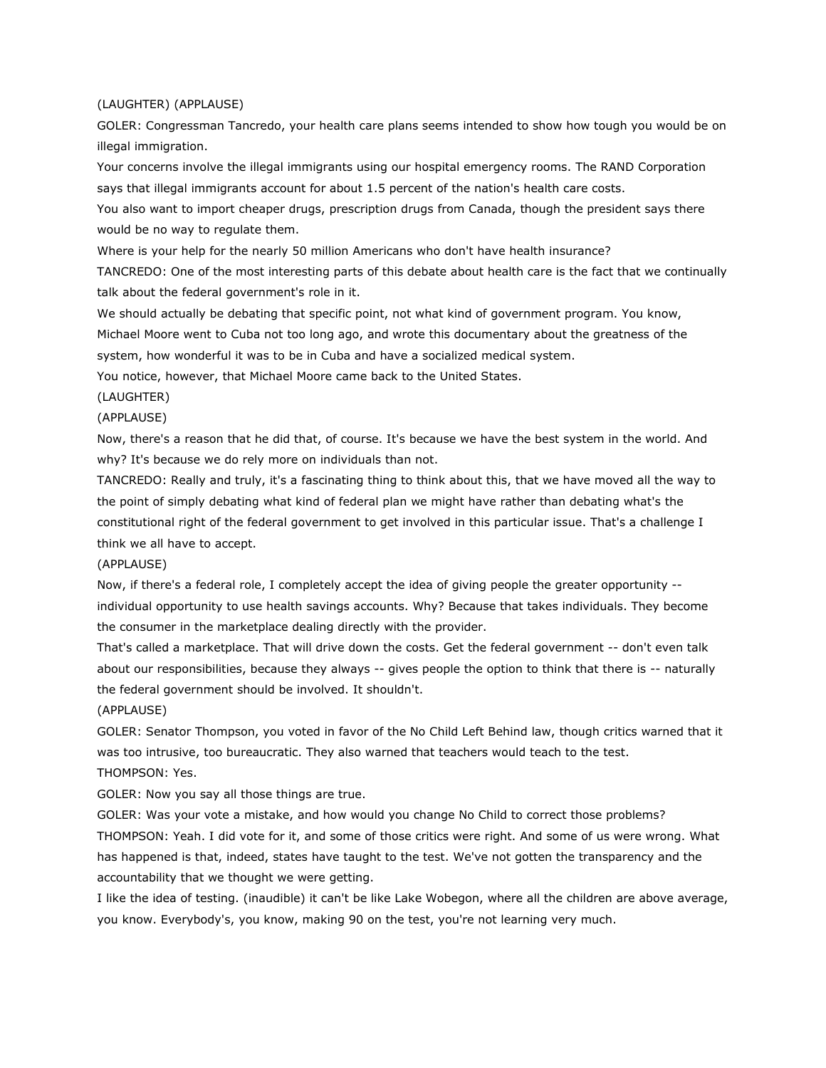(LAUGHTER) (APPLAUSE)

GOLER: Congressman Tancredo, your health care plans seems intended to show how tough you would be on illegal immigration.

Your concerns involve the illegal immigrants using our hospital emergency rooms. The RAND Corporation says that illegal immigrants account for about 1.5 percent of the nation's health care costs.

You also want to import cheaper drugs, prescription drugs from Canada, though the president says there would be no way to regulate them.

Where is your help for the nearly 50 million Americans who don't have health insurance?

TANCREDO: One of the most interesting parts of this debate about health care is the fact that we continually talk about the federal government's role in it.

We should actually be debating that specific point, not what kind of government program. You know, Michael Moore went to Cuba not too long ago, and wrote this documentary about the greatness of the system, how wonderful it was to be in Cuba and have a socialized medical system.

You notice, however, that Michael Moore came back to the United States.

(LAUGHTER)

(APPLAUSE)

Now, there's a reason that he did that, of course. It's because we have the best system in the world. And why? It's because we do rely more on individuals than not.

TANCREDO: Really and truly, it's a fascinating thing to think about this, that we have moved all the way to the point of simply debating what kind of federal plan we might have rather than debating what's the constitutional right of the federal government to get involved in this particular issue. That's a challenge I think we all have to accept.

(APPLAUSE)

Now, if there's a federal role, I completely accept the idea of giving people the greater opportunity -- individual opportunity to use health savings accounts. Why? Because that takes individuals. They become the consumer in the marketplace dealing directly with the provider.

That's called a marketplace. That will drive down the costs. Get the federal government -- don't even talk about our responsibilities, because they always -- gives people the option to think that there is -- naturally the federal government should be involved. It shouldn't.

(APPLAUSE)

GOLER: Senator Thompson, you voted in favor of the No Child Left Behind law, though critics warned that it was too intrusive, too bureaucratic. They also warned that teachers would teach to the test.

THOMPSON: Yes.

GOLER: Now you say all those things are true.

GOLER: Was your vote a mistake, and how would you change No Child to correct those problems?

THOMPSON: Yeah. I did vote for it, and some of those critics were right. And some of us were wrong. What has happened is that, indeed, states have taught to the test. We've not gotten the transparency and the accountability that we thought we were getting.

I like the idea of testing. (inaudible) it can't be like Lake Wobegon, where all the children are above average, you know. Everybody's, you know, making 90 on the test, you're not learning very much.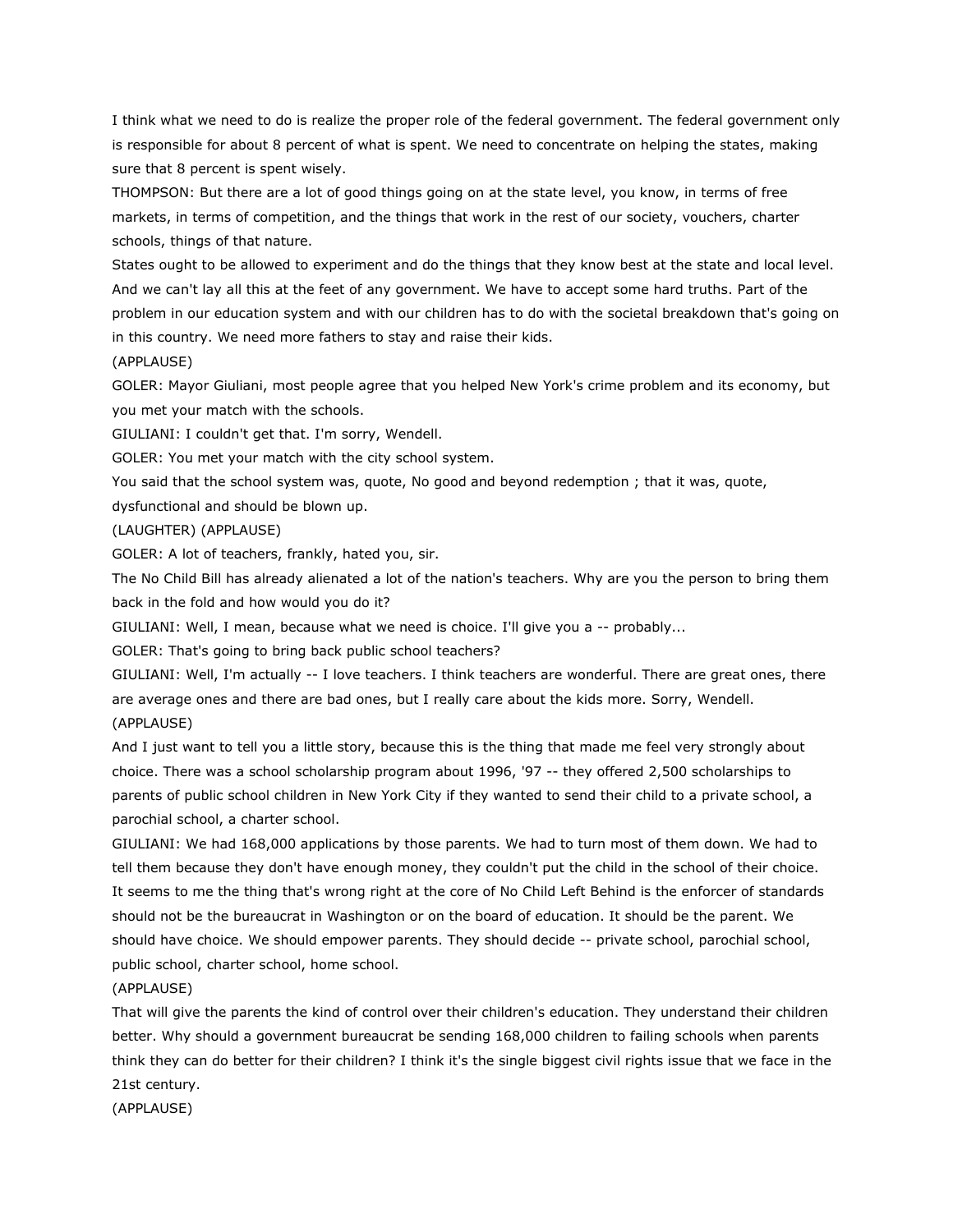I think what we need to do is realize the proper role of the federal government. The federal government only is responsible for about 8 percent of what is spent. We need to concentrate on helping the states, making sure that 8 percent is spent wisely.

THOMPSON: But there are a lot of good things going on at the state level, you know, in terms of free markets, in terms of competition, and the things that work in the rest of our society, vouchers, charter schools, things of that nature.

States ought to be allowed to experiment and do the things that they know best at the state and local level. And we can't lay all this at the feet of any government. We have to accept some hard truths. Part of the problem in our education system and with our children has to do with the societal breakdown that's going on in this country. We need more fathers to stay and raise their kids.

(APPLAUSE)

GOLER: Mayor Giuliani, most people agree that you helped New York's crime problem and its economy, but you met your match with the schools.

GIULIANI: I couldn't get that. I'm sorry, Wendell.

GOLER: You met your match with the city school system.

You said that the school system was, quote, No good and beyond redemption ; that it was, quote, dysfunctional and should be blown up.

(LAUGHTER) (APPLAUSE)

GOLER: A lot of teachers, frankly, hated you, sir.

The No Child Bill has already alienated a lot of the nation's teachers. Why are you the person to bring them back in the fold and how would you do it?

GIULIANI: Well, I mean, because what we need is choice. I'll give you a -- probably...

GOLER: That's going to bring back public school teachers?

GIULIANI: Well, I'm actually -- I love teachers. I think teachers are wonderful. There are great ones, there are average ones and there are bad ones, but I really care about the kids more. Sorry, Wendell.

(APPLAUSE)

And I just want to tell you a little story, because this is the thing that made me feel very strongly about choice. There was a school scholarship program about 1996, '97 -- they offered 2,500 scholarships to parents of public school children in New York City if they wanted to send their child to a private school, a parochial school, a charter school.

GIULIANI: We had 168,000 applications by those parents. We had to turn most of them down. We had to tell them because they don't have enough money, they couldn't put the child in the school of their choice.

It seems to me the thing that's wrong right at the core of No Child Left Behind is the enforcer of standards should not be the bureaucrat in Washington or on the board of education. It should be the parent. We should have choice. We should empower parents. They should decide -- private school, parochial school, public school, charter school, home school.

(APPLAUSE)

That will give the parents the kind of control over their children's education. They understand their children better. Why should a government bureaucrat be sending 168,000 children to failing schools when parents think they can do better for their children? I think it's the single biggest civil rights issue that we face in the 21st century.

(APPLAUSE)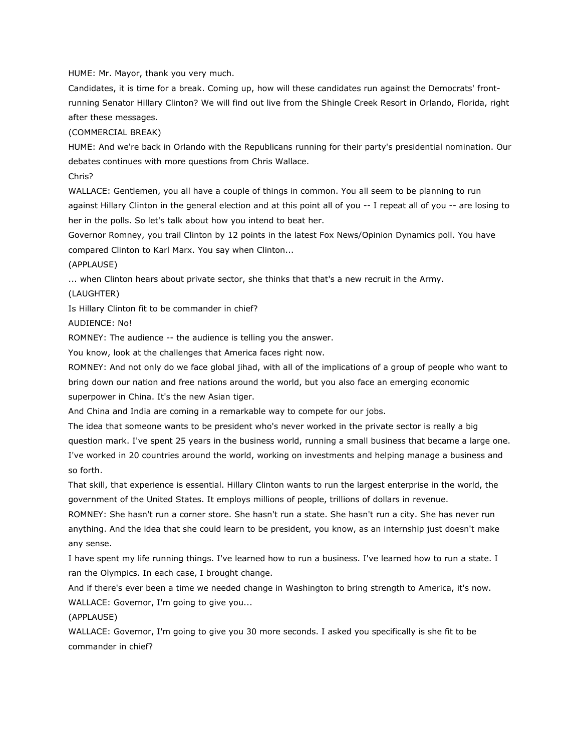HUME: Mr. Mayor, thank you very much.

Candidates, it is time for a break. Coming up, how will these candidates run against the Democrats' front-running Senator Hillary Clinton? We will find out live from the Shingle Creek Resort in Orlando, Florida, right after these messages.

(COMMERCIAL BREAK)

HUME: And we're back in Orlando with the Republicans running for their party's presidential nomination. Our debates continues with more questions from Chris Wallace.

Chris?

WALLACE: Gentlemen, you all have a couple of things in common. You all seem to be planning to run against Hillary Clinton in the general election and at this point all of you -- I repeat all of you -- are losing to her in the polls. So let's talk about how you intend to beat her.

Governor Romney, you trail Clinton by 12 points in the latest Fox News/Opinion Dynamics poll. You have compared Clinton to Karl Marx. You say when Clinton...

(APPLAUSE)

... when Clinton hears about private sector, she thinks that that's a new recruit in the Army.

(LAUGHTER)

Is Hillary Clinton fit to be commander in chief?

AUDIENCE: No!

ROMNEY: The audience -- the audience is telling you the answer.

You know, look at the challenges that America faces right now.

ROMNEY: And not only do we face global jihad, with all of the implications of a group of people who want to bring down our nation and free nations around the world, but you also face an emerging economic superpower in China. It's the new Asian tiger.

And China and India are coming in a remarkable way to compete for our jobs.

The idea that someone wants to be president who's never worked in the private sector is really a big question mark. I've spent 25 years in the business world, running a small business that became a large one. I've worked in 20 countries around the world, working on investments and helping manage a business and so forth.

That skill, that experience is essential. Hillary Clinton wants to run the largest enterprise in the world, the government of the United States. It employs millions of people, trillions of dollars in revenue.

ROMNEY: She hasn't run a corner store. She hasn't run a state. She hasn't run a city. She has never run anything. And the idea that she could learn to be president, you know, as an internship just doesn't make any sense.

I have spent my life running things. I've learned how to run a business. I've learned how to run a state. I ran the Olympics. In each case, I brought change.

And if there's ever been a time we needed change in Washington to bring strength to America, it's now.

WALLACE: Governor, I'm going to give you...

(APPLAUSE)

WALLACE: Governor, I'm going to give you 30 more seconds. I asked you specifically is she fit to be commander in chief?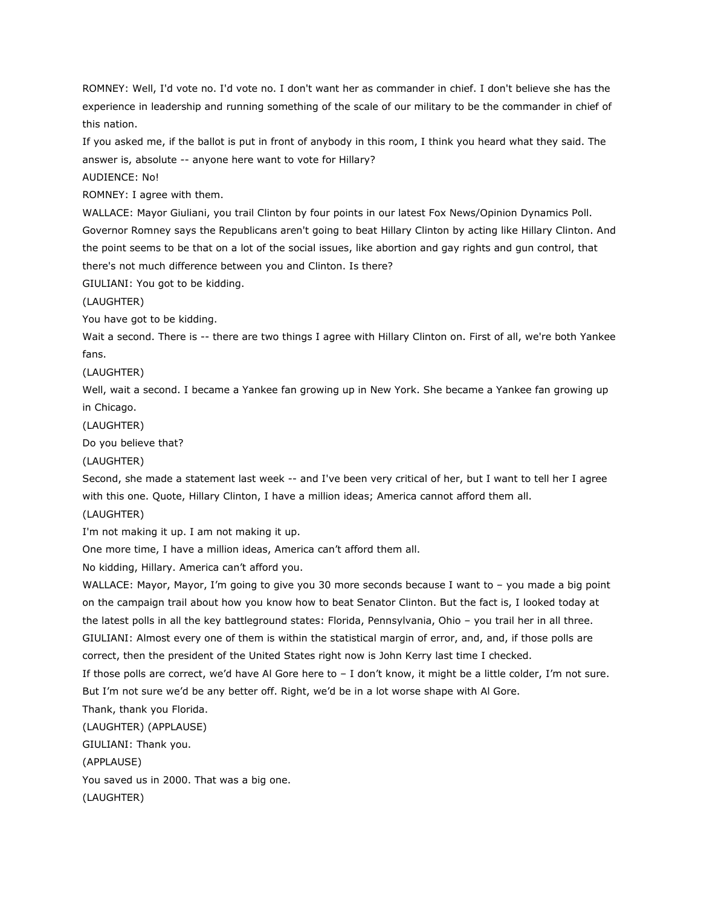ROMNEY: Well, I'd vote no. I'd vote no. I don't want her as commander in chief. I don't believe she has the experience in leadership and running something of the scale of our military to be the commander in chief of this nation.

If you asked me, if the ballot is put in front of anybody in this room, I think you heard what they said. The answer is, absolute -- anyone here want to vote for Hillary?

AUDIENCE: No!

ROMNEY: I agree with them.

WALLACE: Mayor Giuliani, you trail Clinton by four points in our latest Fox News/Opinion Dynamics Poll. Governor Romney says the Republicans aren't going to beat Hillary Clinton by acting like Hillary Clinton. And the point seems to be that on a lot of the social issues, like abortion and gay rights and gun control, that there's not much difference between you and Clinton. Is there?

GIULIANI: You got to be kidding.

(LAUGHTER)

You have got to be kidding.

Wait a second. There is -- there are two things I agree with Hillary Clinton on. First of all, we're both Yankee fans.

(LAUGHTER)

Well, wait a second. I became a Yankee fan growing up in New York. She became a Yankee fan growing up in Chicago.

(LAUGHTER)

Do you believe that?

(LAUGHTER)

Second, she made a statement last week -- and I've been very critical of her, but I want to tell her I agree with this one. Quote, Hillary Clinton, I have a million ideas; America cannot afford them all.

(LAUGHTER)

I'm not making it up. I am not making it up.

One more time, I have a million ideas, America can't afford them all.

No kidding, Hillary. America can't afford you.

WALLACE: Mayor, Mayor, I'm going to give you 30 more seconds because I want to – you made a big point on the campaign trail about how you know how to beat Senator Clinton. But the fact is, I looked today at the latest polls in all the key battleground states: Florida, Pennsylvania, Ohio – you trail her in all three.

GIULIANI: Almost every one of them is within the statistical margin of error, and, and, if those polls are correct, then the president of the United States right now is John Kerry last time I checked.

If those polls are correct, we'd have Al Gore here to – I don't know, it might be a little colder, I'm not sure. But I'm not sure we'd be any better off. Right, we'd be in a lot worse shape with Al Gore.

Thank, thank you Florida.

(LAUGHTER) (APPLAUSE)

GIULIANI: Thank you.

(APPLAUSE)

You saved us in 2000. That was a big one.

(LAUGHTER)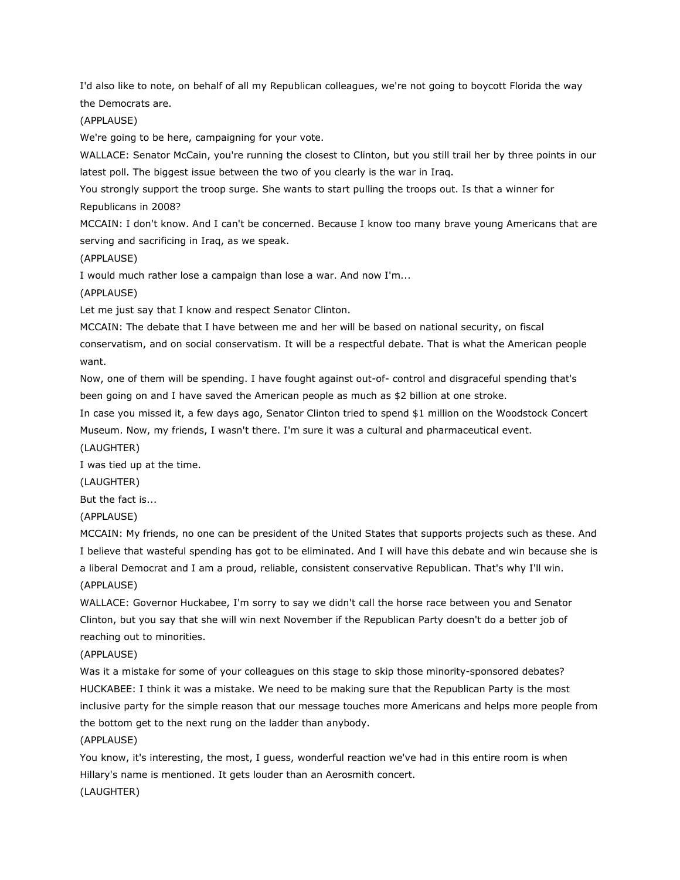I'd also like to note, on behalf of all my Republican colleagues, we're not going to boycott Florida the way the Democrats are.

(APPLAUSE)

We're going to be here, campaigning for your vote.

WALLACE: Senator McCain, you're running the closest to Clinton, but you still trail her by three points in our latest poll. The biggest issue between the two of you clearly is the war in Iraq.

You strongly support the troop surge. She wants to start pulling the troops out. Is that a winner for Republicans in 2008?

MCCAIN: I don't know. And I can't be concerned. Because I know too many brave young Americans that are serving and sacrificing in Iraq, as we speak.

(APPLAUSE)

I would much rather lose a campaign than lose a war. And now I'm...

(APPLAUSE)

Let me just say that I know and respect Senator Clinton.

MCCAIN: The debate that I have between me and her will be based on national security, on fiscal conservatism, and on social conservatism. It will be a respectful debate. That is what the American people want.

Now, one of them will be spending. I have fought against out-of- control and disgraceful spending that's been going on and I have saved the American people as much as $2 billion at one stroke.

In case you missed it, a few days ago, Senator Clinton tried to spend $1 million on the Woodstock Concert Museum. Now, my friends, I wasn't there. I'm sure it was a cultural and pharmaceutical event.

(LAUGHTER)

I was tied up at the time.

(LAUGHTER)

But the fact is...

(APPLAUSE)

MCCAIN: My friends, no one can be president of the United States that supports projects such as these. And I believe that wasteful spending has got to be eliminated. And I will have this debate and win because she is a liberal Democrat and I am a proud, reliable, consistent conservative Republican. That's why I'll win.

(APPLAUSE)

WALLACE: Governor Huckabee, I'm sorry to say we didn't call the horse race between you and Senator Clinton, but you say that she will win next November if the Republican Party doesn't do a better job of reaching out to minorities.

(APPLAUSE)

Was it a mistake for some of your colleagues on this stage to skip those minority-sponsored debates?

HUCKABEE: I think it was a mistake. We need to be making sure that the Republican Party is the most inclusive party for the simple reason that our message touches more Americans and helps more people from the bottom get to the next rung on the ladder than anybody.

(APPLAUSE)

You know, it's interesting, the most, I guess, wonderful reaction we've had in this entire room is when Hillary's name is mentioned. It gets louder than an Aerosmith concert.

(LAUGHTER)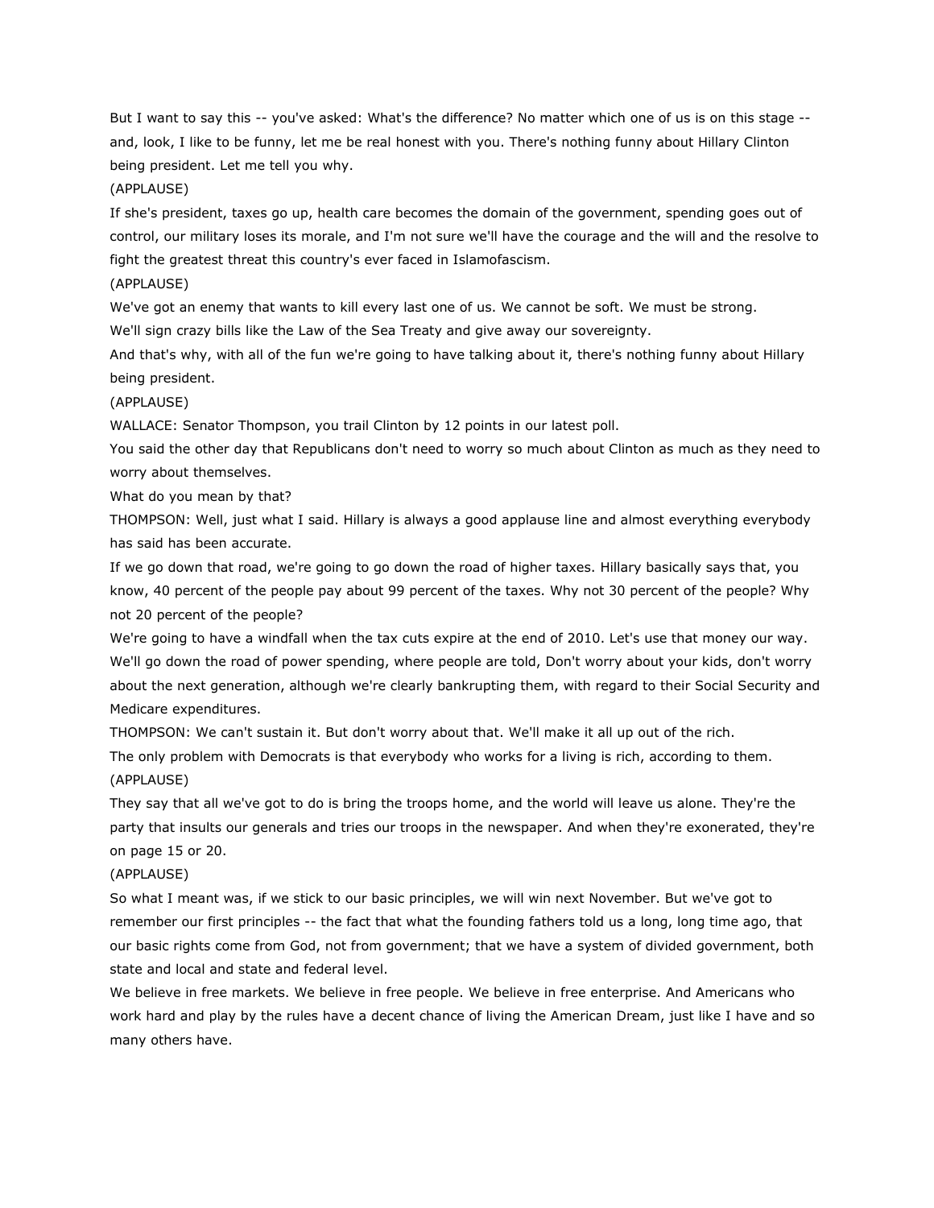But I want to say this -- you've asked: What's the difference? No matter which one of us is on this stage -- and, look, I like to be funny, let me be real honest with you. There's nothing funny about Hillary Clinton being president. Let me tell you why.

(APPLAUSE)

If she's president, taxes go up, health care becomes the domain of the government, spending goes out of control, our military loses its morale, and I'm not sure we'll have the courage and the will and the resolve to fight the greatest threat this country's ever faced in Islamofascism.

(APPLAUSE)

We've got an enemy that wants to kill every last one of us. We cannot be soft. We must be strong.

We'll sign crazy bills like the Law of the Sea Treaty and give away our sovereignty.

And that's why, with all of the fun we're going to have talking about it, there's nothing funny about Hillary being president.

(APPLAUSE)

WALLACE: Senator Thompson, you trail Clinton by 12 points in our latest poll.

You said the other day that Republicans don't need to worry so much about Clinton as much as they need to worry about themselves.

What do you mean by that?

THOMPSON: Well, just what I said. Hillary is always a good applause line and almost everything everybody has said has been accurate.

If we go down that road, we're going to go down the road of higher taxes. Hillary basically says that, you know, 40 percent of the people pay about 99 percent of the taxes. Why not 30 percent of the people? Why not 20 percent of the people?

We're going to have a windfall when the tax cuts expire at the end of 2010. Let's use that money our way.

We'll go down the road of power spending, where people are told, Don't worry about your kids, don't worry about the next generation, although we're clearly bankrupting them, with regard to their Social Security and Medicare expenditures.

THOMPSON: We can't sustain it. But don't worry about that. We'll make it all up out of the rich.

The only problem with Democrats is that everybody who works for a living is rich, according to them.

(APPLAUSE)

They say that all we've got to do is bring the troops home, and the world will leave us alone. They're the party that insults our generals and tries our troops in the newspaper. And when they're exonerated, they're on page 15 or 20.

(APPLAUSE)

So what I meant was, if we stick to our basic principles, we will win next November. But we've got to remember our first principles -- the fact that what the founding fathers told us a long, long time ago, that our basic rights come from God, not from government; that we have a system of divided government, both state and local and state and federal level.

We believe in free markets. We believe in free people. We believe in free enterprise. And Americans who work hard and play by the rules have a decent chance of living the American Dream, just like I have and so many others have.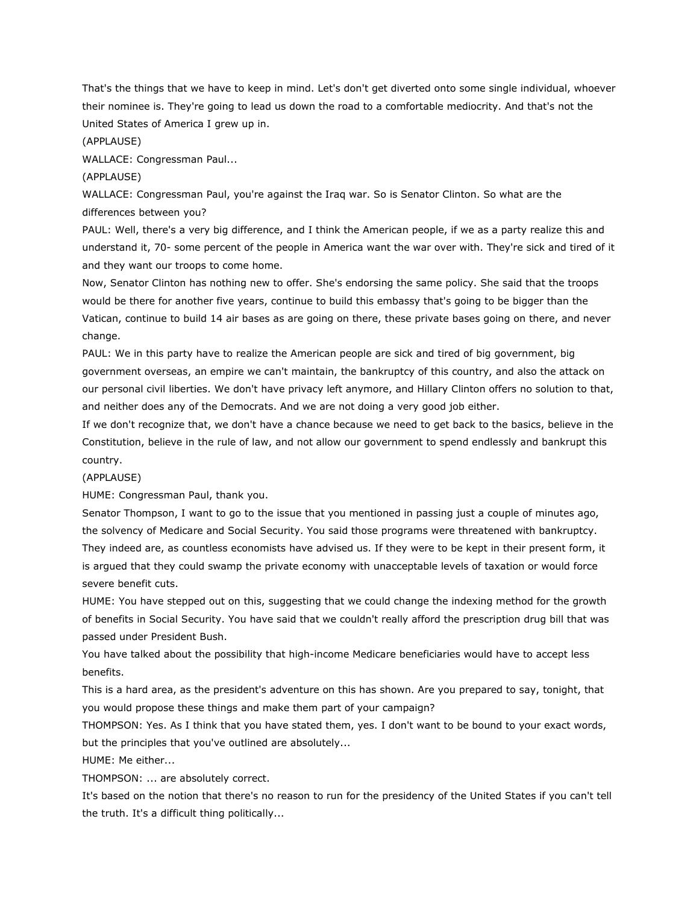That's the things that we have to keep in mind. Let's don't get diverted onto some single individual, whoever their nominee is. They're going to lead us down the road to a comfortable mediocrity. And that's not the United States of America I grew up in.

(APPLAUSE)

WALLACE: Congressman Paul...

(APPLAUSE)

WALLACE: Congressman Paul, you're against the Iraq war. So is Senator Clinton. So what are the differences between you?

PAUL: Well, there's a very big difference, and I think the American people, if we as a party realize this and understand it, 70- some percent of the people in America want the war over with. They're sick and tired of it and they want our troops to come home.

Now, Senator Clinton has nothing new to offer. She's endorsing the same policy. She said that the troops would be there for another five years, continue to build this embassy that's going to be bigger than the Vatican, continue to build 14 air bases as are going on there, these private bases going on there, and never change.

PAUL: We in this party have to realize the American people are sick and tired of big government, big government overseas, an empire we can't maintain, the bankruptcy of this country, and also the attack on our personal civil liberties. We don't have privacy left anymore, and Hillary Clinton offers no solution to that, and neither does any of the Democrats. And we are not doing a very good job either.

If we don't recognize that, we don't have a chance because we need to get back to the basics, believe in the Constitution, believe in the rule of law, and not allow our government to spend endlessly and bankrupt this country.

(APPLAUSE)

HUME: Congressman Paul, thank you.

Senator Thompson, I want to go to the issue that you mentioned in passing just a couple of minutes ago, the solvency of Medicare and Social Security. You said those programs were threatened with bankruptcy. They indeed are, as countless economists have advised us. If they were to be kept in their present form, it is argued that they could swamp the private economy with unacceptable levels of taxation or would force severe benefit cuts.

HUME: You have stepped out on this, suggesting that we could change the indexing method for the growth of benefits in Social Security. You have said that we couldn't really afford the prescription drug bill that was passed under President Bush.

You have talked about the possibility that high-income Medicare beneficiaries would have to accept less benefits.

This is a hard area, as the president's adventure on this has shown. Are you prepared to say, tonight, that you would propose these things and make them part of your campaign?

THOMPSON: Yes. As I think that you have stated them, yes. I don't want to be bound to your exact words, but the principles that you've outlined are absolutely...

HUME: Me either...

THOMPSON: ... are absolutely correct.

It's based on the notion that there's no reason to run for the presidency of the United States if you can't tell the truth. It's a difficult thing politically...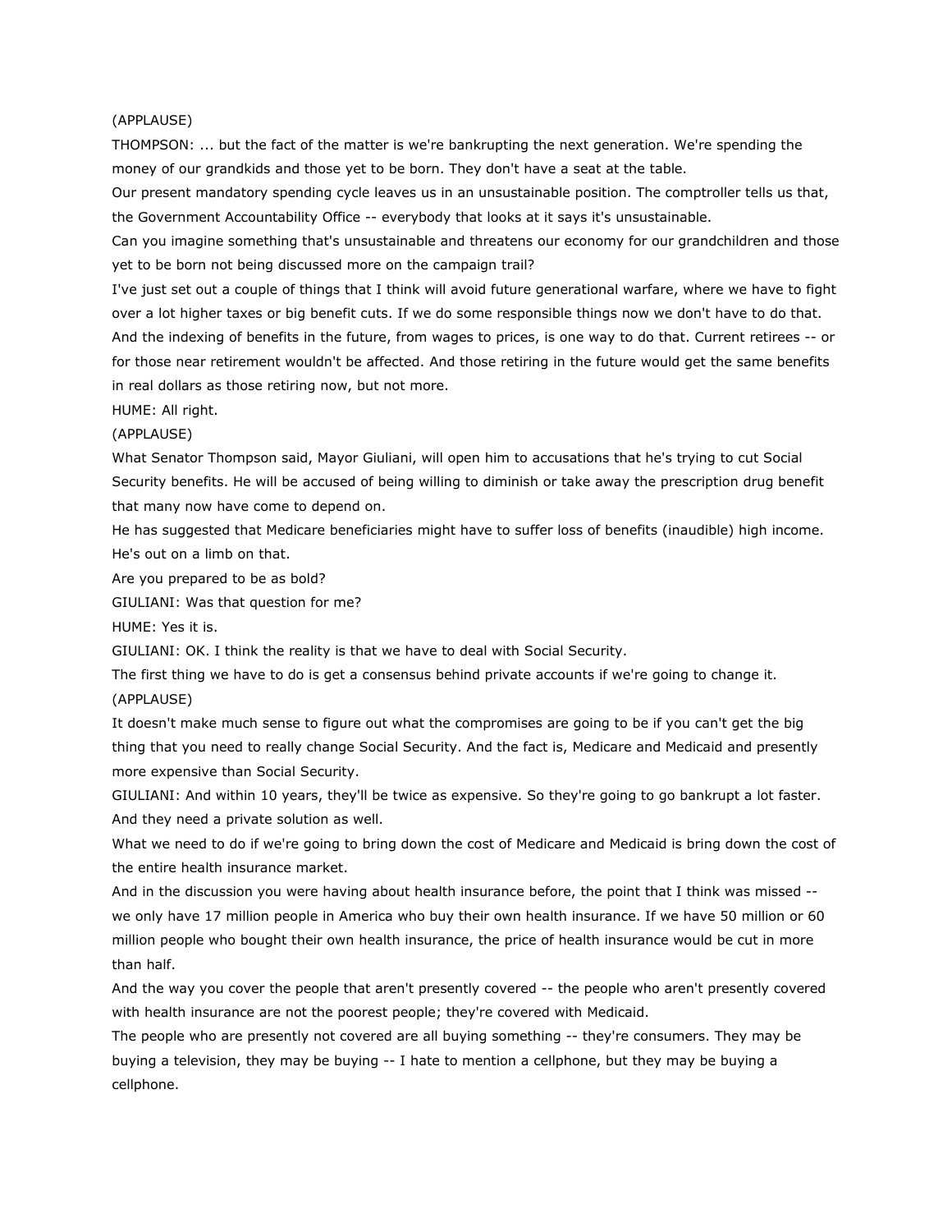(APPLAUSE)

THOMPSON: ... but the fact of the matter is we're bankrupting the next generation. We're spending the money of our grandkids and those yet to be born. They don't have a seat at the table.

Our present mandatory spending cycle leaves us in an unsustainable position. The comptroller tells us that, the Government Accountability Office -- everybody that looks at it says it's unsustainable.

Can you imagine something that's unsustainable and threatens our economy for our grandchildren and those yet to be born not being discussed more on the campaign trail?

I've just set out a couple of things that I think will avoid future generational warfare, where we have to fight over a lot higher taxes or big benefit cuts. If we do some responsible things now we don't have to do that.

And the indexing of benefits in the future, from wages to prices, is one way to do that. Current retirees -- or for those near retirement wouldn't be affected. And those retiring in the future would get the same benefits in real dollars as those retiring now, but not more.

HUME: All right.

(APPLAUSE)

What Senator Thompson said, Mayor Giuliani, will open him to accusations that he's trying to cut Social Security benefits. He will be accused of being willing to diminish or take away the prescription drug benefit that many now have come to depend on.

He has suggested that Medicare beneficiaries might have to suffer loss of benefits (inaudible) high income. He's out on a limb on that.

Are you prepared to be as bold?

GIULIANI: Was that question for me?

HUME: Yes it is.

GIULIANI: OK. I think the reality is that we have to deal with Social Security.

The first thing we have to do is get a consensus behind private accounts if we're going to change it.

(APPLAUSE)

It doesn't make much sense to figure out what the compromises are going to be if you can't get the big thing that you need to really change Social Security. And the fact is, Medicare and Medicaid and presently more expensive than Social Security.

GIULIANI: And within 10 years, they'll be twice as expensive. So they're going to go bankrupt a lot faster. And they need a private solution as well.

What we need to do if we're going to bring down the cost of Medicare and Medicaid is bring down the cost of the entire health insurance market.

And in the discussion you were having about health insurance before, the point that I think was missed -- we only have 17 million people in America who buy their own health insurance. If we have 50 million or 60 million people who bought their own health insurance, the price of health insurance would be cut in more than half.

And the way you cover the people that aren't presently covered -- the people who aren't presently covered with health insurance are not the poorest people; they're covered with Medicaid.

The people who are presently not covered are all buying something -- they're consumers. They may be buying a television, they may be buying -- I hate to mention a cellphone, but they may be buying a cellphone.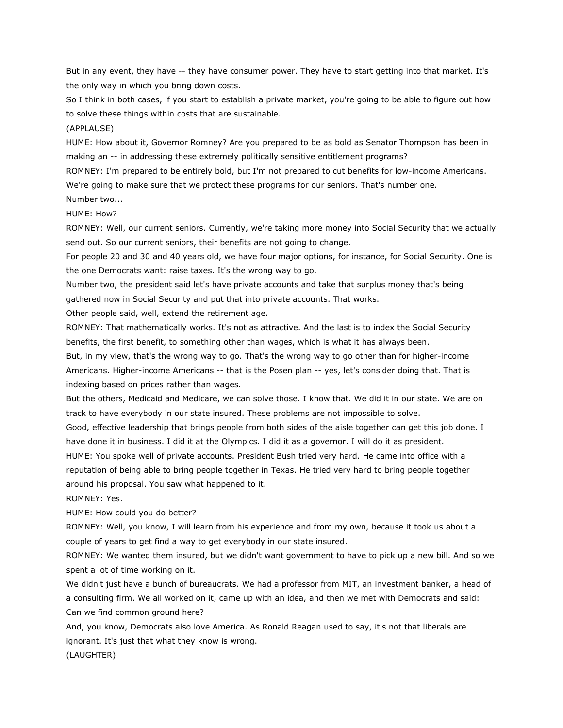But in any event, they have -- they have consumer power. They have to start getting into that market. It's the only way in which you bring down costs.

So I think in both cases, if you start to establish a private market, you're going to be able to figure out how to solve these things within costs that are sustainable.

(APPLAUSE)

HUME: How about it, Governor Romney? Are you prepared to be as bold as Senator Thompson has been in making an -- in addressing these extremely politically sensitive entitlement programs?

ROMNEY: I'm prepared to be entirely bold, but I'm not prepared to cut benefits for low-income Americans. We're going to make sure that we protect these programs for our seniors. That's number one.

Number two...

HUME: How?

ROMNEY: Well, our current seniors. Currently, we're taking more money into Social Security that we actually send out. So our current seniors, their benefits are not going to change.

For people 20 and 30 and 40 years old, we have four major options, for instance, for Social Security. One is the one Democrats want: raise taxes. It's the wrong way to go.

Number two, the president said let's have private accounts and take that surplus money that's being gathered now in Social Security and put that into private accounts. That works.

Other people said, well, extend the retirement age.

ROMNEY: That mathematically works. It's not as attractive. And the last is to index the Social Security benefits, the first benefit, to something other than wages, which is what it has always been.

But, in my view, that's the wrong way to go. That's the wrong way to go other than for higher-income Americans. Higher-income Americans -- that is the Posen plan -- yes, let's consider doing that. That is indexing based on prices rather than wages.

But the others, Medicaid and Medicare, we can solve those. I know that. We did it in our state. We are on track to have everybody in our state insured. These problems are not impossible to solve.

Good, effective leadership that brings people from both sides of the aisle together can get this job done. I have done it in business. I did it at the Olympics. I did it as a governor. I will do it as president.

HUME: You spoke well of private accounts. President Bush tried very hard. He came into office with a reputation of being able to bring people together in Texas. He tried very hard to bring people together around his proposal. You saw what happened to it.

ROMNEY: Yes.

HUME: How could you do better?

ROMNEY: Well, you know, I will learn from his experience and from my own, because it took us about a couple of years to get find a way to get everybody in our state insured.

ROMNEY: We wanted them insured, but we didn't want government to have to pick up a new bill. And so we spent a lot of time working on it.

We didn't just have a bunch of bureaucrats. We had a professor from MIT, an investment banker, a head of a consulting firm. We all worked on it, came up with an idea, and then we met with Democrats and said: Can we find common ground here?

And, you know, Democrats also love America. As Ronald Reagan used to say, it's not that liberals are ignorant. It's just that what they know is wrong.

(LAUGHTER)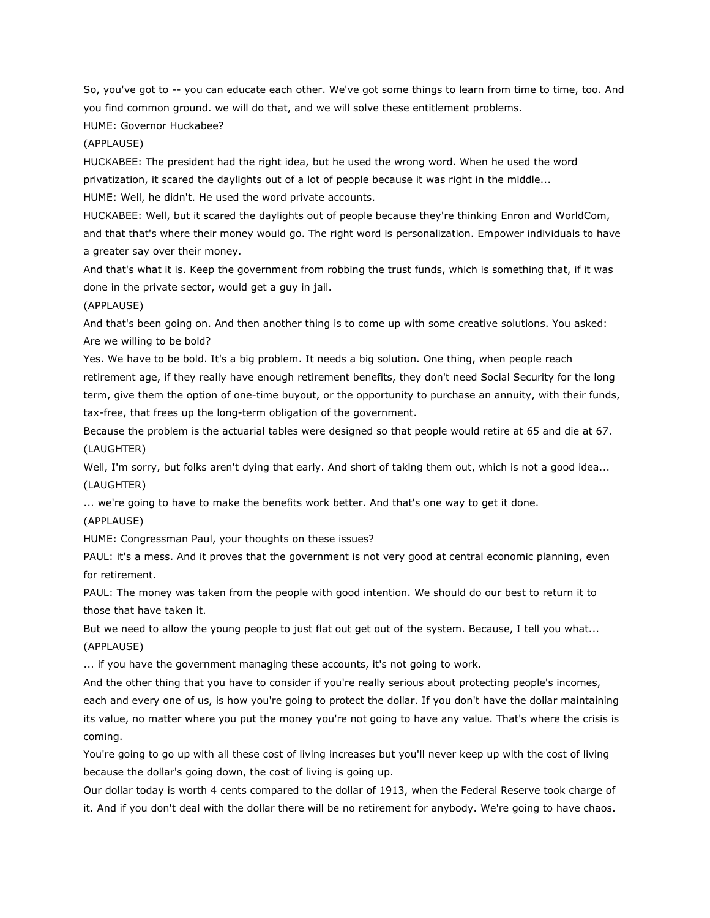So, you've got to -- you can educate each other. We've got some things to learn from time to time, too. And you find common ground. we will do that, and we will solve these entitlement problems.

HUME: Governor Huckabee?

(APPLAUSE)

HUCKABEE: The president had the right idea, but he used the wrong word. When he used the word privatization, it scared the daylights out of a lot of people because it was right in the middle...

HUME: Well, he didn't. He used the word private accounts.

HUCKABEE: Well, but it scared the daylights out of people because they're thinking Enron and WorldCom, and that that's where their money would go. The right word is personalization. Empower individuals to have a greater say over their money.

And that's what it is. Keep the government from robbing the trust funds, which is something that, if it was done in the private sector, would get a guy in jail.

(APPLAUSE)

And that's been going on. And then another thing is to come up with some creative solutions. You asked: Are we willing to be bold?

Yes. We have to be bold. It's a big problem. It needs a big solution. One thing, when people reach retirement age, if they really have enough retirement benefits, they don't need Social Security for the long term, give them the option of one-time buyout, or the opportunity to purchase an annuity, with their funds, tax-free, that frees up the long-term obligation of the government.

Because the problem is the actuarial tables were designed so that people would retire at 65 and die at 67.

(LAUGHTER)

Well, I'm sorry, but folks aren't dying that early. And short of taking them out, which is not a good idea...

(LAUGHTER)

... we're going to have to make the benefits work better. And that's one way to get it done.

(APPLAUSE)

HUME: Congressman Paul, your thoughts on these issues?

PAUL: it's a mess. And it proves that the government is not very good at central economic planning, even for retirement.

PAUL: The money was taken from the people with good intention. We should do our best to return it to those that have taken it.

But we need to allow the young people to just flat out get out of the system. Because, I tell you what...

(APPLAUSE)

... if you have the government managing these accounts, it's not going to work.

And the other thing that you have to consider if you're really serious about protecting people's incomes, each and every one of us, is how you're going to protect the dollar. If you don't have the dollar maintaining its value, no matter where you put the money you're not going to have any value. That's where the crisis is coming.

You're going to go up with all these cost of living increases but you'll never keep up with the cost of living because the dollar's going down, the cost of living is going up.

Our dollar today is worth 4 cents compared to the dollar of 1913, when the Federal Reserve took charge of it. And if you don't deal with the dollar there will be no retirement for anybody. We're going to have chaos.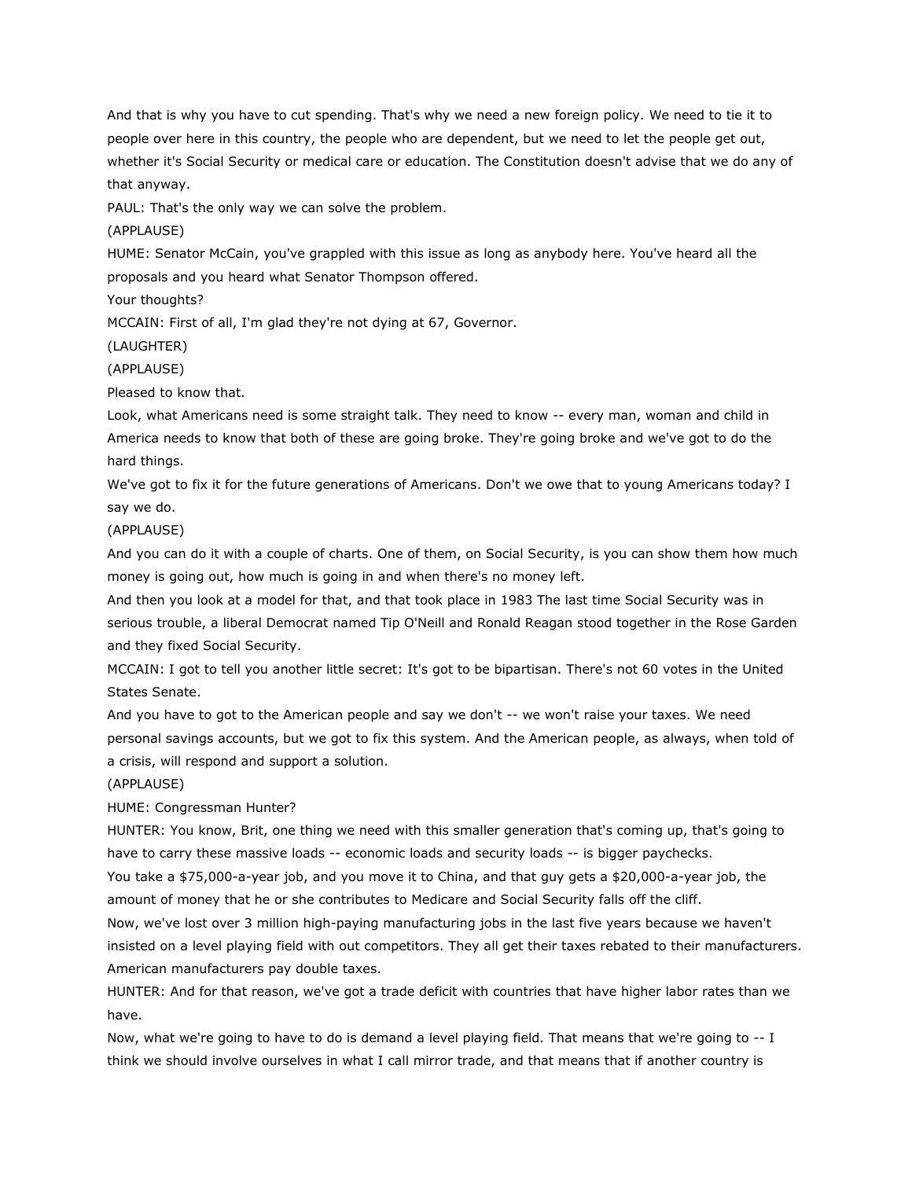And that is why you have to cut spending. That's why we need a new foreign policy. We need to tie it to people over here in this country, the people who are dependent, but we need to let the people get out, whether it's Social Security or medical care or education. The Constitution doesn't advise that we do any of that anyway.

PAUL: That's the only way we can solve the problem.

(APPLAUSE)

HUME: Senator McCain, you've grappled with this issue as long as anybody here. You've heard all the proposals and you heard what Senator Thompson offered.

Your thoughts?

MCCAIN: First of all, I'm glad they're not dying at 67, Governor.

(LAUGHTER)

(APPLAUSE)

Pleased to know that.

Look, what Americans need is some straight talk. They need to know -- every man, woman and child in America needs to know that both of these are going broke. They're going broke and we've got to do the hard things.

We've got to fix it for the future generations of Americans. Don't we owe that to young Americans today? I say we do.

(APPLAUSE)

And you can do it with a couple of charts. One of them, on Social Security, is you can show them how much money is going out, how much is going in and when there's no money left.

And then you look at a model for that, and that took place in 1983 The last time Social Security was in serious trouble, a liberal Democrat named Tip O'Neill and Ronald Reagan stood together in the Rose Garden and they fixed Social Security.

MCCAIN: I got to tell you another little secret: It's got to be bipartisan. There's not 60 votes in the United States Senate.

And you have to got to the American people and say we don't -- we won't raise your taxes. We need personal savings accounts, but we got to fix this system. And the American people, as always, when told of a crisis, will respond and support a solution.

(APPLAUSE)

HUME: Congressman Hunter?

HUNTER: You know, Brit, one thing we need with this smaller generation that's coming up, that's going to have to carry these massive loads -- economic loads and security loads -- is bigger paychecks.

You take a $75,000-a-year job, and you move it to China, and that guy gets a $20,000-a-year job, the amount of money that he or she contributes to Medicare and Social Security falls off the cliff.

Now, we've lost over 3 million high-paying manufacturing jobs in the last five years because we haven't insisted on a level playing field with out competitors. They all get their taxes rebated to their manufacturers. American manufacturers pay double taxes.

HUNTER: And for that reason, we've got a trade deficit with countries that have higher labor rates than we have.

Now, what we're going to have to do is demand a level playing field. That means that we're going to -- I think we should involve ourselves in what I call mirror trade, and that means that if another country is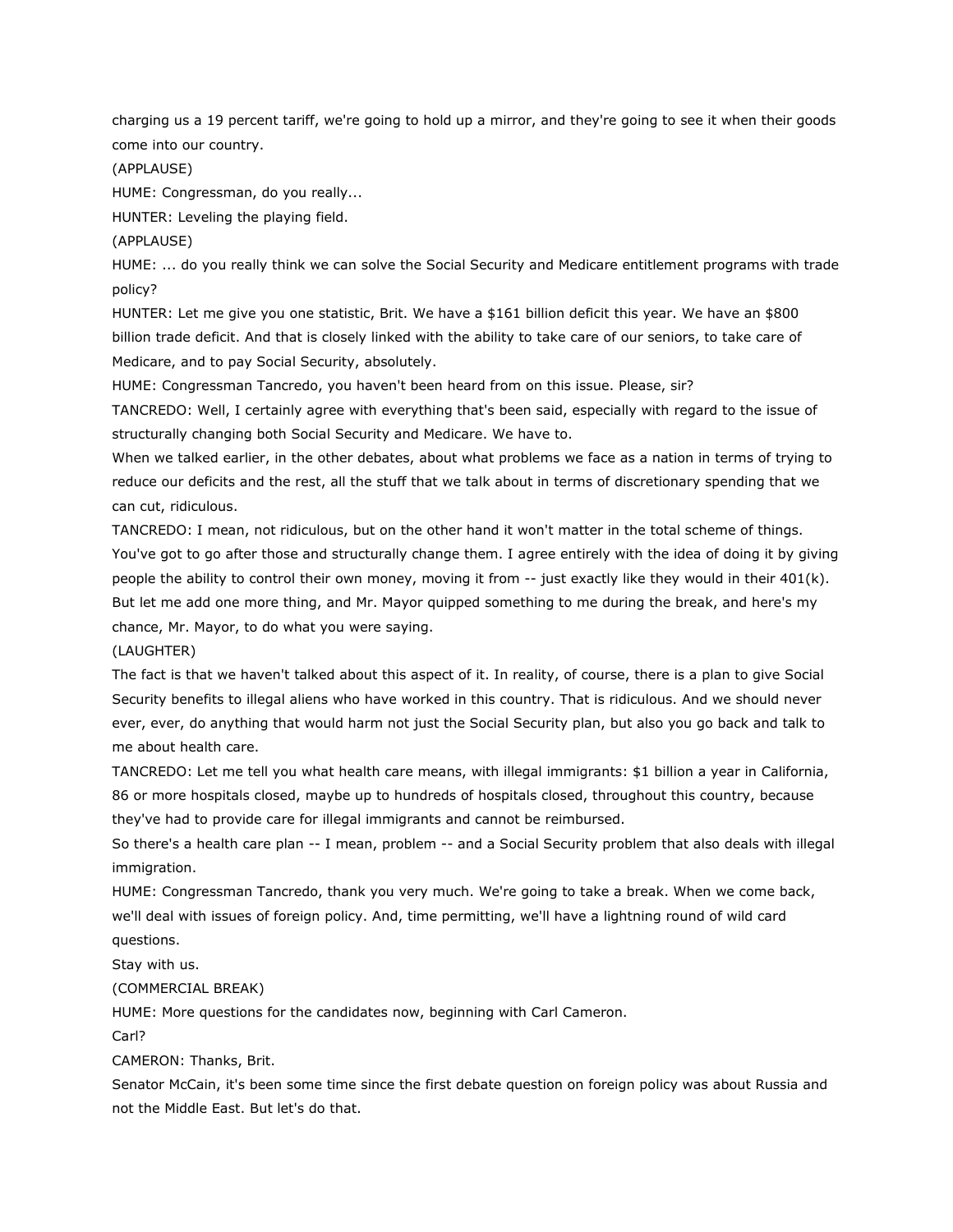charging us a 19 percent tariff, we're going to hold up a mirror, and they're going to see it when their goods come into our country.

(APPLAUSE)

HUME: Congressman, do you really...

HUNTER: Leveling the playing field.

(APPLAUSE)

HUME: ... do you really think we can solve the Social Security and Medicare entitlement programs with trade policy?

HUNTER: Let me give you one statistic, Brit. We have a $161 billion deficit this year. We have an $800 billion trade deficit. And that is closely linked with the ability to take care of our seniors, to take care of Medicare, and to pay Social Security, absolutely.

HUME: Congressman Tancredo, you haven't been heard from on this issue. Please, sir?

TANCREDO: Well, I certainly agree with everything that's been said, especially with regard to the issue of structurally changing both Social Security and Medicare. We have to.

When we talked earlier, in the other debates, about what problems we face as a nation in terms of trying to reduce our deficits and the rest, all the stuff that we talk about in terms of discretionary spending that we can cut, ridiculous.

TANCREDO: I mean, not ridiculous, but on the other hand it won't matter in the total scheme of things. You've got to go after those and structurally change them. I agree entirely with the idea of doing it by giving people the ability to control their own money, moving it from -- just exactly like they would in their 401(k). But let me add one more thing, and Mr. Mayor quipped something to me during the break, and here's my chance, Mr. Mayor, to do what you were saying.

(LAUGHTER)

The fact is that we haven't talked about this aspect of it. In reality, of course, there is a plan to give Social Security benefits to illegal aliens who have worked in this country. That is ridiculous. And we should never ever, ever, do anything that would harm not just the Social Security plan, but also you go back and talk to me about health care.

TANCREDO: Let me tell you what health care means, with illegal immigrants: $1 billion a year in California, 86 or more hospitals closed, maybe up to hundreds of hospitals closed, throughout this country, because they've had to provide care for illegal immigrants and cannot be reimbursed.

So there's a health care plan -- I mean, problem -- and a Social Security problem that also deals with illegal immigration.

HUME: Congressman Tancredo, thank you very much. We're going to take a break. When we come back, we'll deal with issues of foreign policy. And, time permitting, we'll have a lightning round of wild card questions.

Stay with us.

(COMMERCIAL BREAK)

HUME: More questions for the candidates now, beginning with Carl Cameron.

Carl?

CAMERON: Thanks, Brit.

Senator McCain, it's been some time since the first debate question on foreign policy was about Russia and not the Middle East. But let's do that.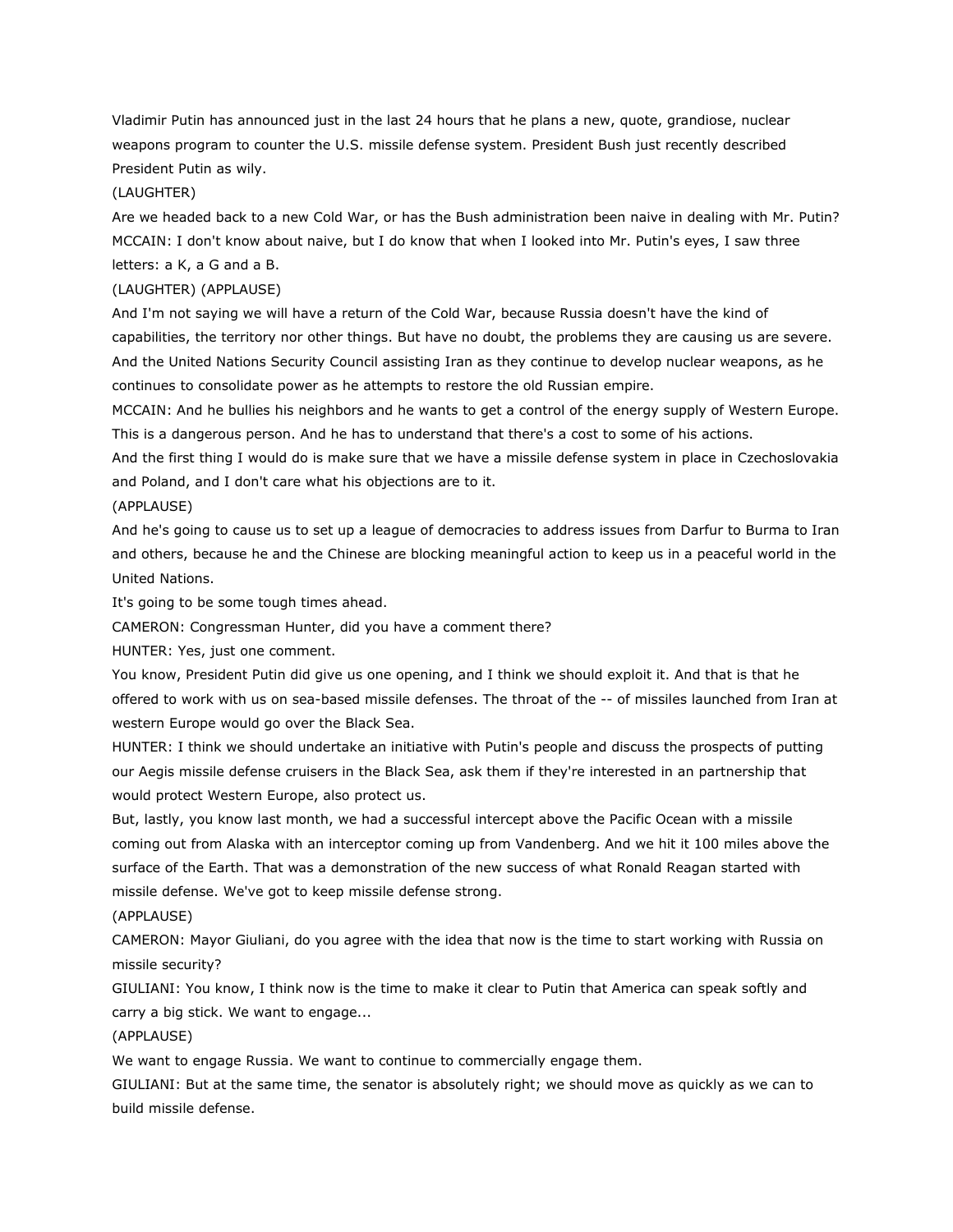Vladimir Putin has announced just in the last 24 hours that he plans a new, quote, grandiose, nuclear weapons program to counter the U.S. missile defense system. President Bush just recently described President Putin as wily.

(LAUGHTER)

Are we headed back to a new Cold War, or has the Bush administration been naive in dealing with Mr. Putin?

MCCAIN: I don't know about naive, but I do know that when I looked into Mr. Putin's eyes, I saw three letters: a K, a G and a B.

(LAUGHTER) (APPLAUSE)

And I'm not saying we will have a return of the Cold War, because Russia doesn't have the kind of capabilities, the territory nor other things. But have no doubt, the problems they are causing us are severe. And the United Nations Security Council assisting Iran as they continue to develop nuclear weapons, as he continues to consolidate power as he attempts to restore the old Russian empire.

MCCAIN: And he bullies his neighbors and he wants to get a control of the energy supply of Western Europe. This is a dangerous person. And he has to understand that there's a cost to some of his actions.

And the first thing I would do is make sure that we have a missile defense system in place in Czechoslovakia and Poland, and I don't care what his objections are to it.

(APPLAUSE)

And he's going to cause us to set up a league of democracies to address issues from Darfur to Burma to Iran and others, because he and the Chinese are blocking meaningful action to keep us in a peaceful world in the United Nations.

It's going to be some tough times ahead.

CAMERON: Congressman Hunter, did you have a comment there?

HUNTER: Yes, just one comment.

You know, President Putin did give us one opening, and I think we should exploit it. And that is that he offered to work with us on sea-based missile defenses. The throat of the -- of missiles launched from Iran at western Europe would go over the Black Sea.

HUNTER: I think we should undertake an initiative with Putin's people and discuss the prospects of putting our Aegis missile defense cruisers in the Black Sea, ask them if they're interested in an partnership that would protect Western Europe, also protect us.

But, lastly, you know last month, we had a successful intercept above the Pacific Ocean with a missile coming out from Alaska with an interceptor coming up from Vandenberg. And we hit it 100 miles above the surface of the Earth. That was a demonstration of the new success of what Ronald Reagan started with missile defense. We've got to keep missile defense strong.

(APPLAUSE)

CAMERON: Mayor Giuliani, do you agree with the idea that now is the time to start working with Russia on missile security?

GIULIANI: You know, I think now is the time to make it clear to Putin that America can speak softly and carry a big stick. We want to engage...

(APPLAUSE)

We want to engage Russia. We want to continue to commercially engage them.

GIULIANI: But at the same time, the senator is absolutely right; we should move as quickly as we can to build missile defense.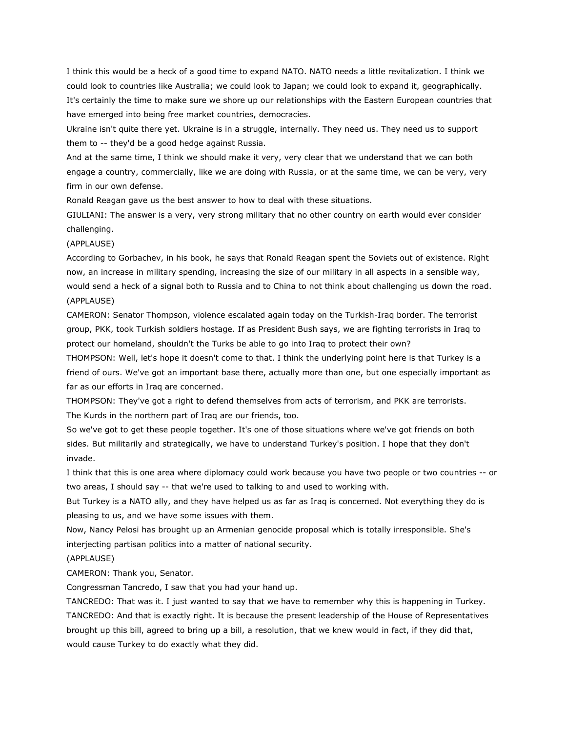I think this would be a heck of a good time to expand NATO. NATO needs a little revitalization. I think we could look to countries like Australia; we could look to Japan; we could look to expand it, geographically. It's certainly the time to make sure we shore up our relationships with the Eastern European countries that have emerged into being free market countries, democracies.

Ukraine isn't quite there yet. Ukraine is in a struggle, internally. They need us. They need us to support them to -- they'd be a good hedge against Russia.

And at the same time, I think we should make it very, very clear that we understand that we can both engage a country, commercially, like we are doing with Russia, or at the same time, we can be very, very firm in our own defense.

Ronald Reagan gave us the best answer to how to deal with these situations.

GIULIANI: The answer is a very, very strong military that no other country on earth would ever consider challenging.

(APPLAUSE)

According to Gorbachev, in his book, he says that Ronald Reagan spent the Soviets out of existence. Right now, an increase in military spending, increasing the size of our military in all aspects in a sensible way, would send a heck of a signal both to Russia and to China to not think about challenging us down the road.

(APPLAUSE)

CAMERON: Senator Thompson, violence escalated again today on the Turkish-Iraq border. The terrorist group, PKK, took Turkish soldiers hostage. If as President Bush says, we are fighting terrorists in Iraq to protect our homeland, shouldn't the Turks be able to go into Iraq to protect their own?

THOMPSON: Well, let's hope it doesn't come to that. I think the underlying point here is that Turkey is a friend of ours. We've got an important base there, actually more than one, but one especially important as far as our efforts in Iraq are concerned.

THOMPSON: They've got a right to defend themselves from acts of terrorism, and PKK are terrorists.

The Kurds in the northern part of Iraq are our friends, too.

So we've got to get these people together. It's one of those situations where we've got friends on both sides. But militarily and strategically, we have to understand Turkey's position. I hope that they don't invade.

I think that this is one area where diplomacy could work because you have two people or two countries -- or two areas, I should say -- that we're used to talking to and used to working with.

But Turkey is a NATO ally, and they have helped us as far as Iraq is concerned. Not everything they do is pleasing to us, and we have some issues with them.

Now, Nancy Pelosi has brought up an Armenian genocide proposal which is totally irresponsible. She's interjecting partisan politics into a matter of national security.

(APPLAUSE)

CAMERON: Thank you, Senator.

Congressman Tancredo, I saw that you had your hand up.

TANCREDO: That was it. I just wanted to say that we have to remember why this is happening in Turkey.

TANCREDO: And that is exactly right. It is because the present leadership of the House of Representatives brought up this bill, agreed to bring up a bill, a resolution, that we knew would in fact, if they did that, would cause Turkey to do exactly what they did.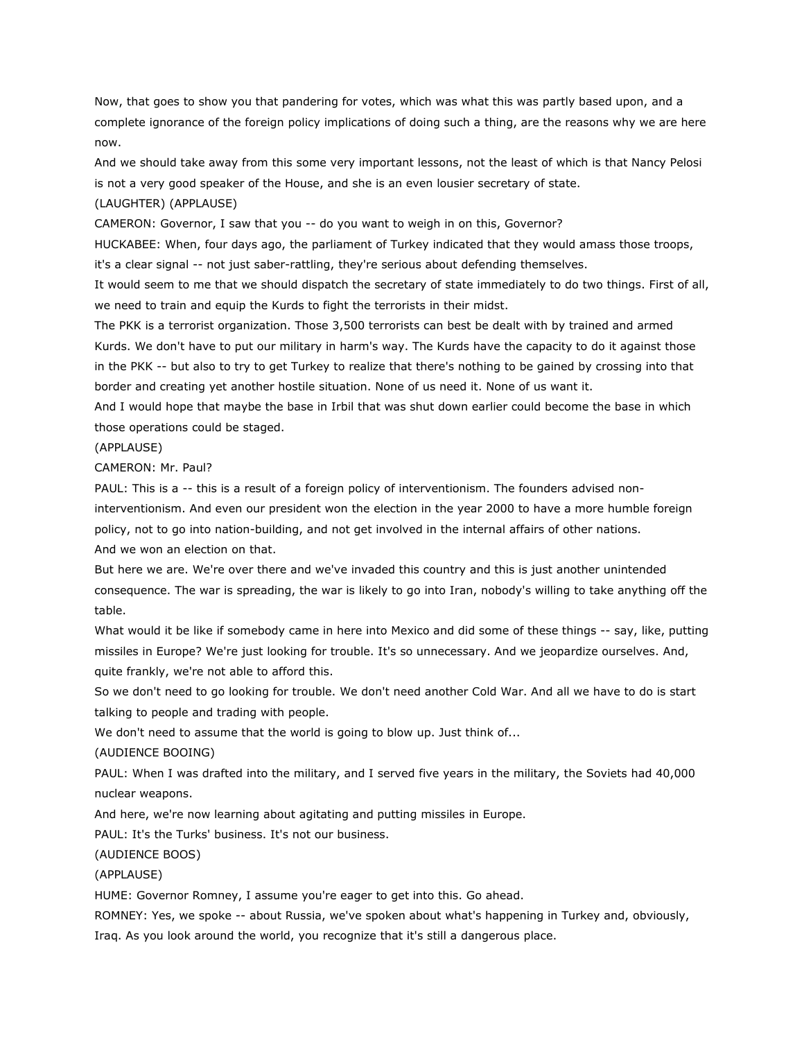Now, that goes to show you that pandering for votes, which was what this was partly based upon, and a complete ignorance of the foreign policy implications of doing such a thing, are the reasons why we are here now.

And we should take away from this some very important lessons, not the least of which is that Nancy Pelosi is not a very good speaker of the House, and she is an even lousier secretary of state.

(LAUGHTER) (APPLAUSE)

CAMERON: Governor, I saw that you -- do you want to weigh in on this, Governor?

HUCKABEE: When, four days ago, the parliament of Turkey indicated that they would amass those troops, it's a clear signal -- not just saber-rattling, they're serious about defending themselves.

It would seem to me that we should dispatch the secretary of state immediately to do two things. First of all, we need to train and equip the Kurds to fight the terrorists in their midst.

The PKK is a terrorist organization. Those 3,500 terrorists can best be dealt with by trained and armed Kurds. We don't have to put our military in harm's way. The Kurds have the capacity to do it against those in the PKK -- but also to try to get Turkey to realize that there's nothing to be gained by crossing into that border and creating yet another hostile situation. None of us need it. None of us want it.

And I would hope that maybe the base in Irbil that was shut down earlier could become the base in which those operations could be staged.

(APPLAUSE)

CAMERON: Mr. Paul?

PAUL: This is a -- this is a result of a foreign policy of interventionism. The founders advised non-interventionism. And even our president won the election in the year 2000 to have a more humble foreign policy, not to go into nation-building, and not get involved in the internal affairs of other nations.

And we won an election on that.

But here we are. We're over there and we've invaded this country and this is just another unintended consequence. The war is spreading, the war is likely to go into Iran, nobody's willing to take anything off the table.

What would it be like if somebody came in here into Mexico and did some of these things -- say, like, putting missiles in Europe? We're just looking for trouble. It's so unnecessary. And we jeopardize ourselves. And, quite frankly, we're not able to afford this.

So we don't need to go looking for trouble. We don't need another Cold War. And all we have to do is start talking to people and trading with people.

We don't need to assume that the world is going to blow up. Just think of...

(AUDIENCE BOOING)

PAUL: When I was drafted into the military, and I served five years in the military, the Soviets had 40,000 nuclear weapons.

And here, we're now learning about agitating and putting missiles in Europe.

PAUL: It's the Turks' business. It's not our business.

(AUDIENCE BOOS)

(APPLAUSE)

HUME: Governor Romney, I assume you're eager to get into this. Go ahead.

ROMNEY: Yes, we spoke -- about Russia, we've spoken about what's happening in Turkey and, obviously, Iraq. As you look around the world, you recognize that it's still a dangerous place.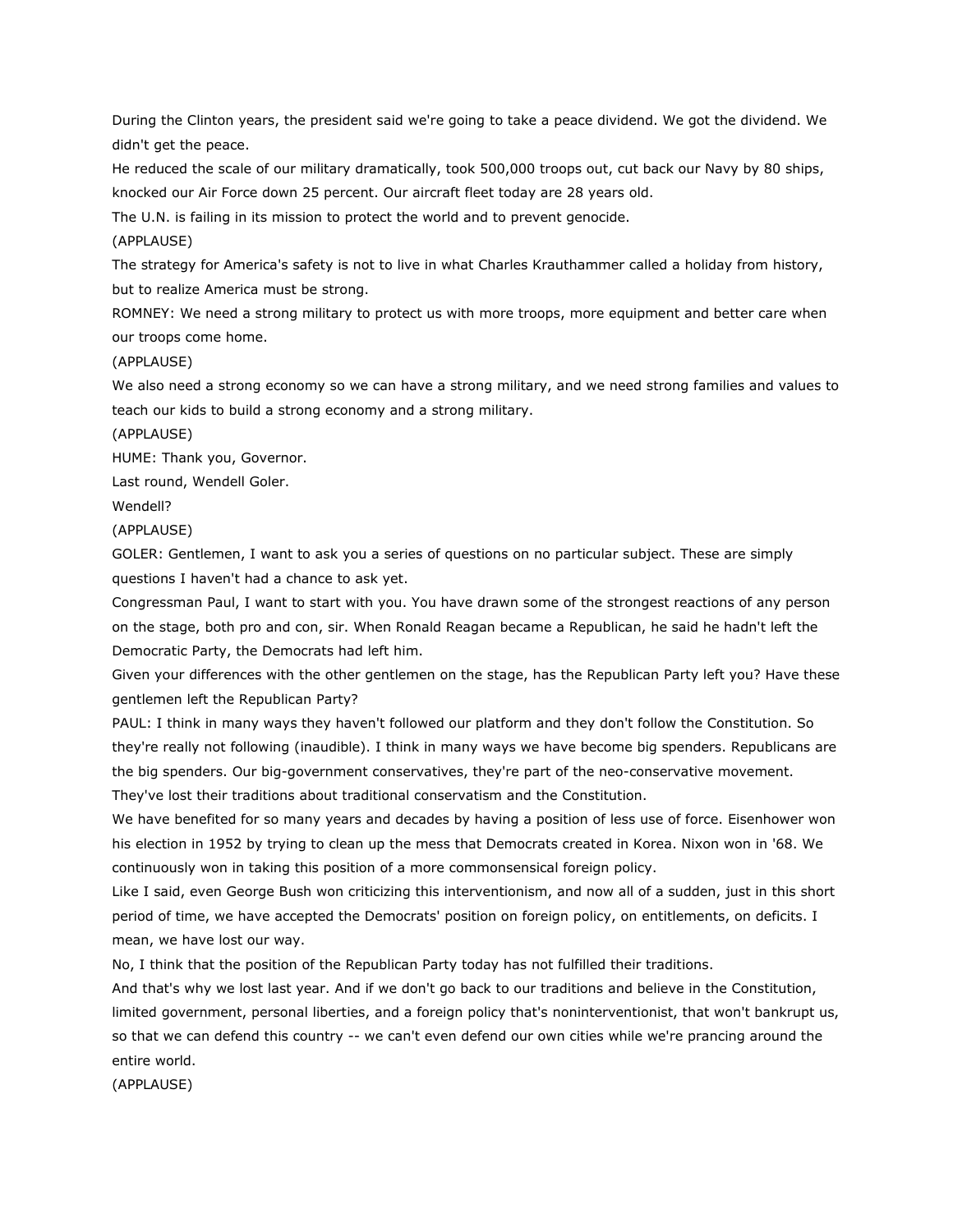During the Clinton years, the president said we're going to take a peace dividend. We got the dividend. We didn't get the peace.

He reduced the scale of our military dramatically, took 500,000 troops out, cut back our Navy by 80 ships, knocked our Air Force down 25 percent. Our aircraft fleet today are 28 years old.

The U.N. is failing in its mission to protect the world and to prevent genocide.

(APPLAUSE)

The strategy for America's safety is not to live in what Charles Krauthammer called a holiday from history, but to realize America must be strong.

ROMNEY: We need a strong military to protect us with more troops, more equipment and better care when our troops come home.

(APPLAUSE)

We also need a strong economy so we can have a strong military, and we need strong families and values to teach our kids to build a strong economy and a strong military.

(APPLAUSE)

HUME: Thank you, Governor.

Last round, Wendell Goler.

Wendell?

(APPLAUSE)

GOLER: Gentlemen, I want to ask you a series of questions on no particular subject. These are simply questions I haven't had a chance to ask yet.

Congressman Paul, I want to start with you. You have drawn some of the strongest reactions of any person on the stage, both pro and con, sir. When Ronald Reagan became a Republican, he said he hadn't left the Democratic Party, the Democrats had left him.

Given your differences with the other gentlemen on the stage, has the Republican Party left you? Have these gentlemen left the Republican Party?

PAUL: I think in many ways they haven't followed our platform and they don't follow the Constitution. So they're really not following (inaudible). I think in many ways we have become big spenders. Republicans are the big spenders. Our big-government conservatives, they're part of the neo-conservative movement. They've lost their traditions about traditional conservatism and the Constitution.

We have benefited for so many years and decades by having a position of less use of force. Eisenhower won his election in 1952 by trying to clean up the mess that Democrats created in Korea. Nixon won in '68. We continuously won in taking this position of a more commonsensical foreign policy.

Like I said, even George Bush won criticizing this interventionism, and now all of a sudden, just in this short period of time, we have accepted the Democrats' position on foreign policy, on entitlements, on deficits. I mean, we have lost our way.

No, I think that the position of the Republican Party today has not fulfilled their traditions.

And that's why we lost last year. And if we don't go back to our traditions and believe in the Constitution, limited government, personal liberties, and a foreign policy that's noninterventionist, that won't bankrupt us, so that we can defend this country -- we can't even defend our own cities while we're prancing around the entire world.

(APPLAUSE)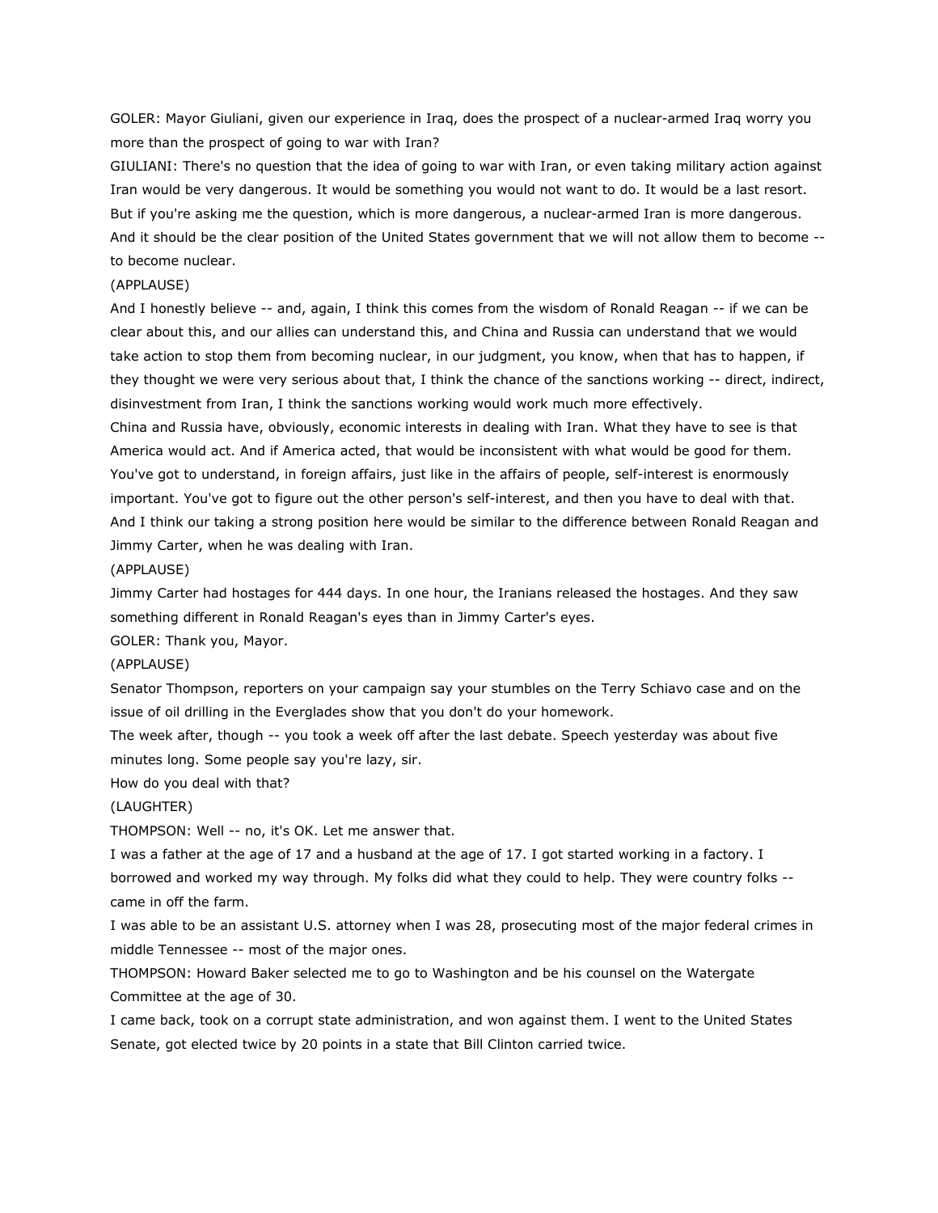GOLER: Mayor Giuliani, given our experience in Iraq, does the prospect of a nuclear-armed Iraq worry you more than the prospect of going to war with Iran?

GIULIANI: There's no question that the idea of going to war with Iran, or even taking military action against Iran would be very dangerous. It would be something you would not want to do. It would be a last resort. But if you're asking me the question, which is more dangerous, a nuclear-armed Iran is more dangerous. And it should be the clear position of the United States government that we will not allow them to become -- to become nuclear.

(APPLAUSE)

And I honestly believe -- and, again, I think this comes from the wisdom of Ronald Reagan -- if we can be clear about this, and our allies can understand this, and China and Russia can understand that we would take action to stop them from becoming nuclear, in our judgment, you know, when that has to happen, if they thought we were very serious about that, I think the chance of the sanctions working -- direct, indirect, disinvestment from Iran, I think the sanctions working would work much more effectively.

China and Russia have, obviously, economic interests in dealing with Iran. What they have to see is that America would act. And if America acted, that would be inconsistent with what would be good for them. You've got to understand, in foreign affairs, just like in the affairs of people, self-interest is enormously important. You've got to figure out the other person's self-interest, and then you have to deal with that. And I think our taking a strong position here would be similar to the difference between Ronald Reagan and Jimmy Carter, when he was dealing with Iran.

(APPLAUSE)

Jimmy Carter had hostages for 444 days. In one hour, the Iranians released the hostages. And they saw something different in Ronald Reagan's eyes than in Jimmy Carter's eyes.

GOLER: Thank you, Mayor.

(APPLAUSE)

Senator Thompson, reporters on your campaign say your stumbles on the Terry Schiavo case and on the issue of oil drilling in the Everglades show that you don't do your homework.

The week after, though -- you took a week off after the last debate. Speech yesterday was about five minutes long. Some people say you're lazy, sir.

How do you deal with that?

(LAUGHTER)

THOMPSON: Well -- no, it's OK. Let me answer that.

I was a father at the age of 17 and a husband at the age of 17. I got started working in a factory. I borrowed and worked my way through. My folks did what they could to help. They were country folks -- came in off the farm.

I was able to be an assistant U.S. attorney when I was 28, prosecuting most of the major federal crimes in middle Tennessee -- most of the major ones.

THOMPSON: Howard Baker selected me to go to Washington and be his counsel on the Watergate Committee at the age of 30.

I came back, took on a corrupt state administration, and won against them. I went to the United States Senate, got elected twice by 20 points in a state that Bill Clinton carried twice.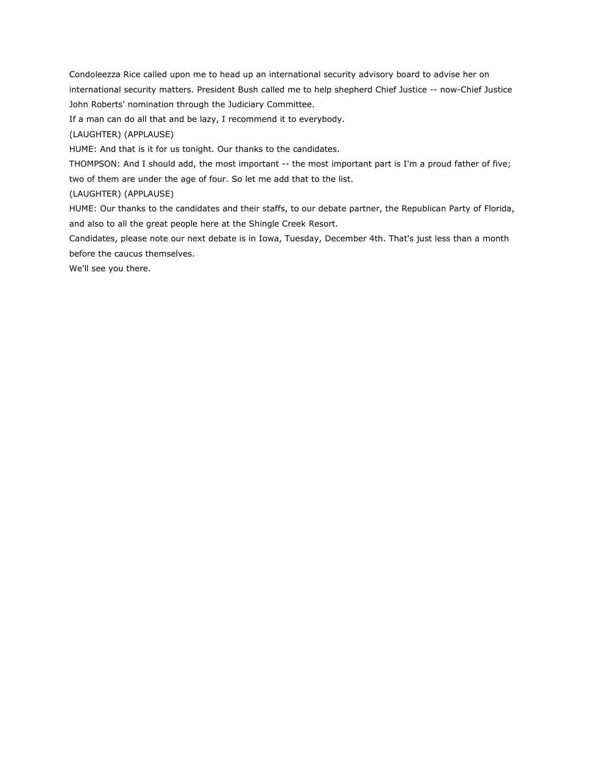Condoleezza Rice called upon me to head up an international security advisory board to advise her on international security matters. President Bush called me to help shepherd Chief Justice -- now-Chief Justice John Roberts' nomination through the Judiciary Committee.

If a man can do all that and be lazy, I recommend it to everybody.

(LAUGHTER) (APPLAUSE)

HUME: And that is it for us tonight. Our thanks to the candidates.

THOMPSON: And I should add, the most important -- the most important part is I'm a proud father of five; two of them are under the age of four. So let me add that to the list.

(LAUGHTER) (APPLAUSE)

HUME: Our thanks to the candidates and their staffs, to our debate partner, the Republican Party of Florida, and also to all the great people here at the Shingle Creek Resort.

Candidates, please note our next debate is in Iowa, Tuesday, December 4th. That's just less than a month before the caucus themselves.

We'll see you there.